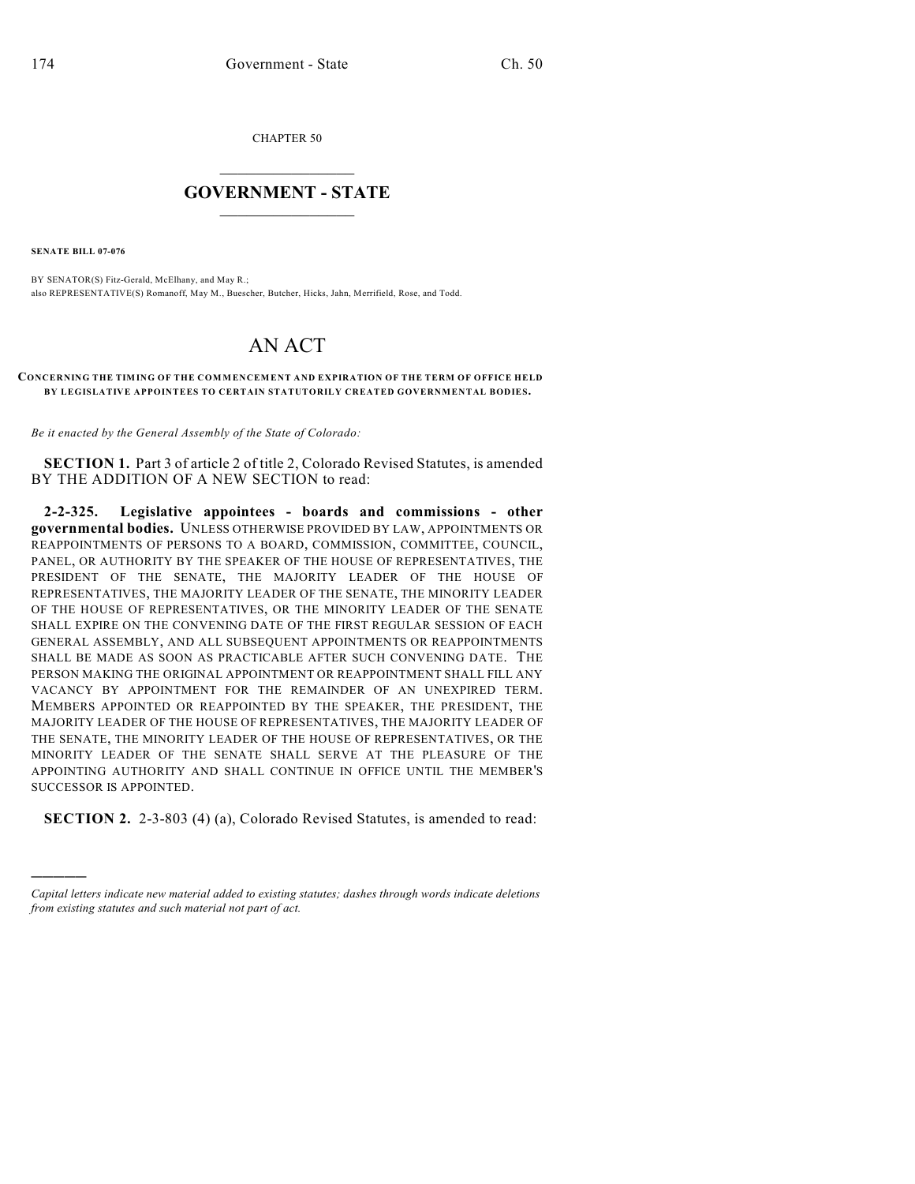CHAPTER 50

# GOVERNMENT - STATE

**SENATE BILL 07-076**

BY SENATOR(S) Fitz-Gerald, McElhany, and May R.;
also REPRESENTATIVE(S) Romanoff, May M., Buescher, Butcher, Hicks, Jahn, Merrifield, Rose, and Todd.

# AN ACT

**CONCERNING THE TIMING OF THE COMMENCEMENT AND EXPIRATION OF THE TERM OF OFFICE HELD BY LEGISLATIVE APPOINTEES TO CERTAIN STATUTORILY CREATED GOVERNMENTAL BODIES.**

*Be it enacted by the General Assembly of the State of Colorado:*

**SECTION 1.** Part 3 of article 2 of title 2, Colorado Revised Statutes, is amended BY THE ADDITION OF A NEW SECTION to read:

**2-2-325. Legislative appointees - boards and commissions - other governmental bodies.** UNLESS OTHERWISE PROVIDED BY LAW, APPOINTMENTS OR REAPPOINTMENTS OF PERSONS TO A BOARD, COMMISSION, COMMITTEE, COUNCIL, PANEL, OR AUTHORITY BY THE SPEAKER OF THE HOUSE OF REPRESENTATIVES, THE PRESIDENT OF THE SENATE, THE MAJORITY LEADER OF THE HOUSE OF REPRESENTATIVES, THE MAJORITY LEADER OF THE SENATE, THE MINORITY LEADER OF THE HOUSE OF REPRESENTATIVES, OR THE MINORITY LEADER OF THE SENATE SHALL EXPIRE ON THE CONVENING DATE OF THE FIRST REGULAR SESSION OF EACH GENERAL ASSEMBLY, AND ALL SUBSEQUENT APPOINTMENTS OR REAPPOINTMENTS SHALL BE MADE AS SOON AS PRACTICABLE AFTER SUCH CONVENING DATE. THE PERSON MAKING THE ORIGINAL APPOINTMENT OR REAPPOINTMENT SHALL FILL ANY VACANCY BY APPOINTMENT FOR THE REMAINDER OF AN UNEXPIRED TERM. MEMBERS APPOINTED OR REAPPOINTED BY THE SPEAKER, THE PRESIDENT, THE MAJORITY LEADER OF THE HOUSE OF REPRESENTATIVES, THE MAJORITY LEADER OF THE SENATE, THE MINORITY LEADER OF THE HOUSE OF REPRESENTATIVES, OR THE MINORITY LEADER OF THE SENATE SHALL SERVE AT THE PLEASURE OF THE APPOINTING AUTHORITY AND SHALL CONTINUE IN OFFICE UNTIL THE MEMBER'S SUCCESSOR IS APPOINTED.

**SECTION 2.** 2-3-803 (4) (a), Colorado Revised Statutes, is amended to read:

---

*Capital letters indicate new material added to existing statutes; dashes through words indicate deletions from existing statutes and such material not part of act.*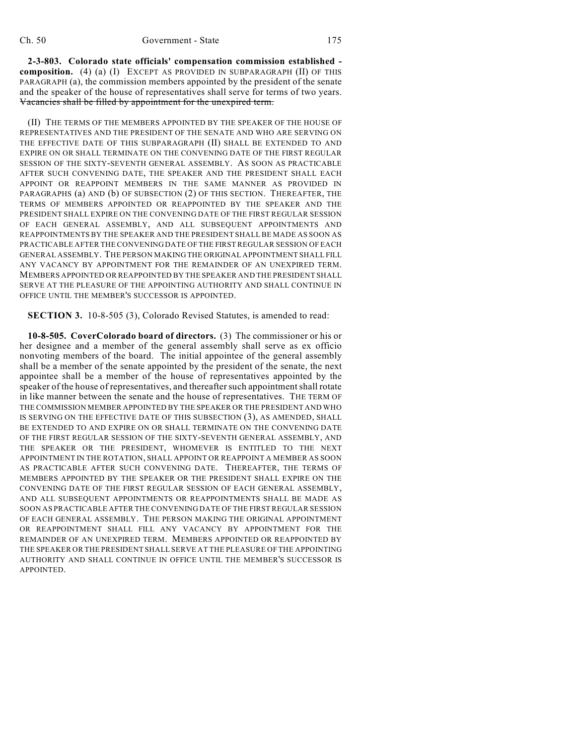**2-3-803. Colorado state officials' compensation commission established - composition.** (4) (a) (I) EXCEPT AS PROVIDED IN SUBPARAGRAPH (II) OF THIS PARAGRAPH (a), the commission members appointed by the president of the senate and the speaker of the house of representatives shall serve for terms of two years. ~~Vacancies shall be filled by appointment for the unexpired term.~~

(II) THE TERMS OF THE MEMBERS APPOINTED BY THE SPEAKER OF THE HOUSE OF REPRESENTATIVES AND THE PRESIDENT OF THE SENATE AND WHO ARE SERVING ON THE EFFECTIVE DATE OF THIS SUBPARAGRAPH (II) SHALL BE EXTENDED TO AND EXPIRE ON OR SHALL TERMINATE ON THE CONVENING DATE OF THE FIRST REGULAR SESSION OF THE SIXTY-SEVENTH GENERAL ASSEMBLY. AS SOON AS PRACTICABLE AFTER SUCH CONVENING DATE, THE SPEAKER AND THE PRESIDENT SHALL EACH APPOINT OR REAPPOINT MEMBERS IN THE SAME MANNER AS PROVIDED IN PARAGRAPHS (a) AND (b) OF SUBSECTION (2) OF THIS SECTION. THEREAFTER, THE TERMS OF MEMBERS APPOINTED OR REAPPOINTED BY THE SPEAKER AND THE PRESIDENT SHALL EXPIRE ON THE CONVENING DATE OF THE FIRST REGULAR SESSION OF EACH GENERAL ASSEMBLY, AND ALL SUBSEQUENT APPOINTMENTS AND REAPPOINTMENTS BY THE SPEAKER AND THE PRESIDENT SHALL BE MADE AS SOON AS PRACTICABLE AFTER THE CONVENING DATE OF THE FIRST REGULAR SESSION OF EACH GENERAL ASSEMBLY. THE PERSON MAKING THE ORIGINAL APPOINTMENT SHALL FILL ANY VACANCY BY APPOINTMENT FOR THE REMAINDER OF AN UNEXPIRED TERM. MEMBERS APPOINTED OR REAPPOINTED BY THE SPEAKER AND THE PRESIDENT SHALL SERVE AT THE PLEASURE OF THE APPOINTING AUTHORITY AND SHALL CONTINUE IN OFFICE UNTIL THE MEMBER'S SUCCESSOR IS APPOINTED.

**SECTION 3.** 10-8-505 (3), Colorado Revised Statutes, is amended to read:

**10-8-505. CoverColorado board of directors.** (3) The commissioner or his or her designee and a member of the general assembly shall serve as ex officio nonvoting members of the board. The initial appointee of the general assembly shall be a member of the senate appointed by the president of the senate, the next appointee shall be a member of the house of representatives appointed by the speaker of the house of representatives, and thereafter such appointment shall rotate in like manner between the senate and the house of representatives. THE TERM OF THE COMMISSION MEMBER APPOINTED BY THE SPEAKER OR THE PRESIDENT AND WHO IS SERVING ON THE EFFECTIVE DATE OF THIS SUBSECTION (3), AS AMENDED, SHALL BE EXTENDED TO AND EXPIRE ON OR SHALL TERMINATE ON THE CONVENING DATE OF THE FIRST REGULAR SESSION OF THE SIXTY-SEVENTH GENERAL ASSEMBLY, AND THE SPEAKER OR THE PRESIDENT, WHOMEVER IS ENTITLED TO THE NEXT APPOINTMENT IN THE ROTATION, SHALL APPOINT OR REAPPOINT A MEMBER AS SOON AS PRACTICABLE AFTER SUCH CONVENING DATE. THEREAFTER, THE TERMS OF MEMBERS APPOINTED BY THE SPEAKER OR THE PRESIDENT SHALL EXPIRE ON THE CONVENING DATE OF THE FIRST REGULAR SESSION OF EACH GENERAL ASSEMBLY, AND ALL SUBSEQUENT APPOINTMENTS OR REAPPOINTMENTS SHALL BE MADE AS SOON AS PRACTICABLE AFTER THE CONVENING DATE OF THE FIRST REGULAR SESSION OF EACH GENERAL ASSEMBLY. THE PERSON MAKING THE ORIGINAL APPOINTMENT OR REAPPOINTMENT SHALL FILL ANY VACANCY BY APPOINTMENT FOR THE REMAINDER OF AN UNEXPIRED TERM. MEMBERS APPOINTED OR REAPPOINTED BY THE SPEAKER OR THE PRESIDENT SHALL SERVE AT THE PLEASURE OF THE APPOINTING AUTHORITY AND SHALL CONTINUE IN OFFICE UNTIL THE MEMBER'S SUCCESSOR IS APPOINTED.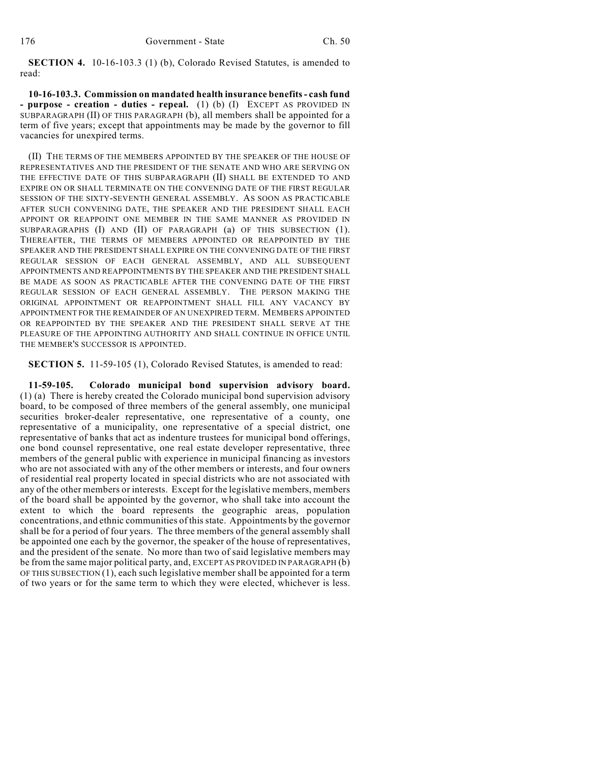**SECTION 4.** 10-16-103.3 (1) (b), Colorado Revised Statutes, is amended to read:

**10-16-103.3. Commission on mandated health insurance benefits - cash fund - purpose - creation - duties - repeal.** (1) (b) (I) EXCEPT AS PROVIDED IN SUBPARAGRAPH (II) OF THIS PARAGRAPH (b), all members shall be appointed for a term of five years; except that appointments may be made by the governor to fill vacancies for unexpired terms.

(II) THE TERMS OF THE MEMBERS APPOINTED BY THE SPEAKER OF THE HOUSE OF REPRESENTATIVES AND THE PRESIDENT OF THE SENATE AND WHO ARE SERVING ON THE EFFECTIVE DATE OF THIS SUBPARAGRAPH (II) SHALL BE EXTENDED TO AND EXPIRE ON OR SHALL TERMINATE ON THE CONVENING DATE OF THE FIRST REGULAR SESSION OF THE SIXTY-SEVENTH GENERAL ASSEMBLY. AS SOON AS PRACTICABLE AFTER SUCH CONVENING DATE, THE SPEAKER AND THE PRESIDENT SHALL EACH APPOINT OR REAPPOINT ONE MEMBER IN THE SAME MANNER AS PROVIDED IN SUBPARAGRAPHS (I) AND (II) OF PARAGRAPH (a) OF THIS SUBSECTION (1). THEREAFTER, THE TERMS OF MEMBERS APPOINTED OR REAPPOINTED BY THE SPEAKER AND THE PRESIDENT SHALL EXPIRE ON THE CONVENING DATE OF THE FIRST REGULAR SESSION OF EACH GENERAL ASSEMBLY, AND ALL SUBSEQUENT APPOINTMENTS AND REAPPOINTMENTS BY THE SPEAKER AND THE PRESIDENT SHALL BE MADE AS SOON AS PRACTICABLE AFTER THE CONVENING DATE OF THE FIRST REGULAR SESSION OF EACH GENERAL ASSEMBLY. THE PERSON MAKING THE ORIGINAL APPOINTMENT OR REAPPOINTMENT SHALL FILL ANY VACANCY BY APPOINTMENT FOR THE REMAINDER OF AN UNEXPIRED TERM. MEMBERS APPOINTED OR REAPPOINTED BY THE SPEAKER AND THE PRESIDENT SHALL SERVE AT THE PLEASURE OF THE APPOINTING AUTHORITY AND SHALL CONTINUE IN OFFICE UNTIL THE MEMBER'S SUCCESSOR IS APPOINTED.

**SECTION 5.** 11-59-105 (1), Colorado Revised Statutes, is amended to read:

**11-59-105. Colorado municipal bond supervision advisory board.** (1) (a) There is hereby created the Colorado municipal bond supervision advisory board, to be composed of three members of the general assembly, one municipal securities broker-dealer representative, one representative of a county, one representative of a municipality, one representative of a special district, one representative of banks that act as indenture trustees for municipal bond offerings, one bond counsel representative, one real estate developer representative, three members of the general public with experience in municipal financing as investors who are not associated with any of the other members or interests, and four owners of residential real property located in special districts who are not associated with any of the other members or interests. Except for the legislative members, members of the board shall be appointed by the governor, who shall take into account the extent to which the board represents the geographic areas, population concentrations, and ethnic communities of this state. Appointments by the governor shall be for a period of four years. The three members of the general assembly shall be appointed one each by the governor, the speaker of the house of representatives, and the president of the senate. No more than two of said legislative members may be from the same major political party, and, EXCEPT AS PROVIDED IN PARAGRAPH (b) OF THIS SUBSECTION (1), each such legislative member shall be appointed for a term of two years or for the same term to which they were elected, whichever is less.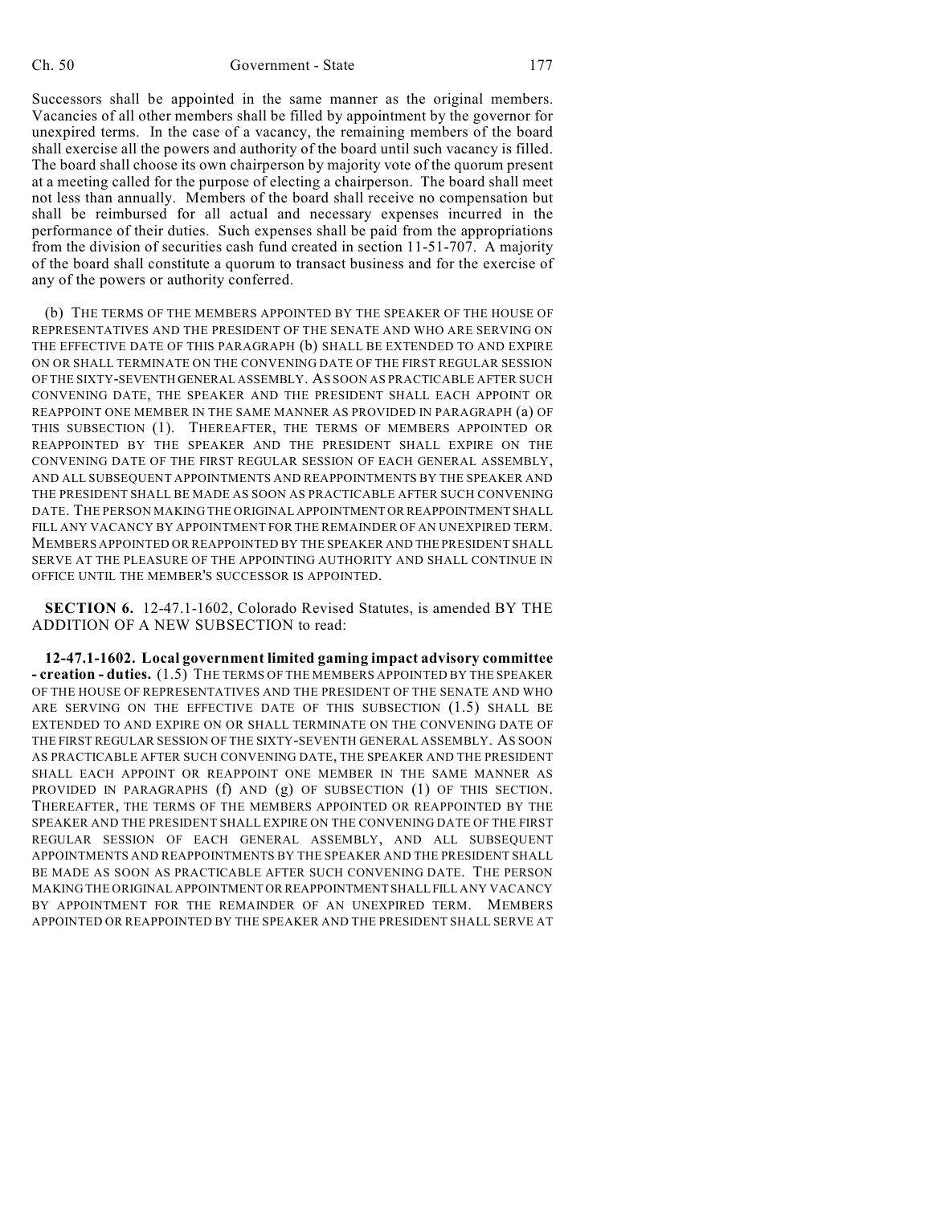Successors shall be appointed in the same manner as the original members. Vacancies of all other members shall be filled by appointment by the governor for unexpired terms. In the case of a vacancy, the remaining members of the board shall exercise all the powers and authority of the board until such vacancy is filled. The board shall choose its own chairperson by majority vote of the quorum present at a meeting called for the purpose of electing a chairperson. The board shall meet not less than annually. Members of the board shall receive no compensation but shall be reimbursed for all actual and necessary expenses incurred in the performance of their duties. Such expenses shall be paid from the appropriations from the division of securities cash fund created in section 11-51-707. A majority of the board shall constitute a quorum to transact business and for the exercise of any of the powers or authority conferred.

(b) THE TERMS OF THE MEMBERS APPOINTED BY THE SPEAKER OF THE HOUSE OF REPRESENTATIVES AND THE PRESIDENT OF THE SENATE AND WHO ARE SERVING ON THE EFFECTIVE DATE OF THIS PARAGRAPH (b) SHALL BE EXTENDED TO AND EXPIRE ON OR SHALL TERMINATE ON THE CONVENING DATE OF THE FIRST REGULAR SESSION OF THE SIXTY-SEVENTH GENERAL ASSEMBLY. AS SOON AS PRACTICABLE AFTER SUCH CONVENING DATE, THE SPEAKER AND THE PRESIDENT SHALL EACH APPOINT OR REAPPOINT ONE MEMBER IN THE SAME MANNER AS PROVIDED IN PARAGRAPH (a) OF THIS SUBSECTION (1). THEREAFTER, THE TERMS OF MEMBERS APPOINTED OR REAPPOINTED BY THE SPEAKER AND THE PRESIDENT SHALL EXPIRE ON THE CONVENING DATE OF THE FIRST REGULAR SESSION OF EACH GENERAL ASSEMBLY, AND ALL SUBSEQUENT APPOINTMENTS AND REAPPOINTMENTS BY THE SPEAKER AND THE PRESIDENT SHALL BE MADE AS SOON AS PRACTICABLE AFTER SUCH CONVENING DATE. THE PERSON MAKING THE ORIGINAL APPOINTMENT OR REAPPOINTMENT SHALL FILL ANY VACANCY BY APPOINTMENT FOR THE REMAINDER OF AN UNEXPIRED TERM. MEMBERS APPOINTED OR REAPPOINTED BY THE SPEAKER AND THE PRESIDENT SHALL SERVE AT THE PLEASURE OF THE APPOINTING AUTHORITY AND SHALL CONTINUE IN OFFICE UNTIL THE MEMBER'S SUCCESSOR IS APPOINTED.

**SECTION 6.** 12-47.1-1602, Colorado Revised Statutes, is amended BY THE ADDITION OF A NEW SUBSECTION to read:

**12-47.1-1602. Local government limited gaming impact advisory committee - creation - duties.** (1.5) THE TERMS OF THE MEMBERS APPOINTED BY THE SPEAKER OF THE HOUSE OF REPRESENTATIVES AND THE PRESIDENT OF THE SENATE AND WHO ARE SERVING ON THE EFFECTIVE DATE OF THIS SUBSECTION (1.5) SHALL BE EXTENDED TO AND EXPIRE ON OR SHALL TERMINATE ON THE CONVENING DATE OF THE FIRST REGULAR SESSION OF THE SIXTY-SEVENTH GENERAL ASSEMBLY. AS SOON AS PRACTICABLE AFTER SUCH CONVENING DATE, THE SPEAKER AND THE PRESIDENT SHALL EACH APPOINT OR REAPPOINT ONE MEMBER IN THE SAME MANNER AS PROVIDED IN PARAGRAPHS (f) AND (g) OF SUBSECTION (1) OF THIS SECTION. THEREAFTER, THE TERMS OF THE MEMBERS APPOINTED OR REAPPOINTED BY THE SPEAKER AND THE PRESIDENT SHALL EXPIRE ON THE CONVENING DATE OF THE FIRST REGULAR SESSION OF EACH GENERAL ASSEMBLY, AND ALL SUBSEQUENT APPOINTMENTS AND REAPPOINTMENTS BY THE SPEAKER AND THE PRESIDENT SHALL BE MADE AS SOON AS PRACTICABLE AFTER SUCH CONVENING DATE. THE PERSON MAKING THE ORIGINAL APPOINTMENT OR REAPPOINTMENT SHALL FILL ANY VACANCY BY APPOINTMENT FOR THE REMAINDER OF AN UNEXPIRED TERM. MEMBERS APPOINTED OR REAPPOINTED BY THE SPEAKER AND THE PRESIDENT SHALL SERVE AT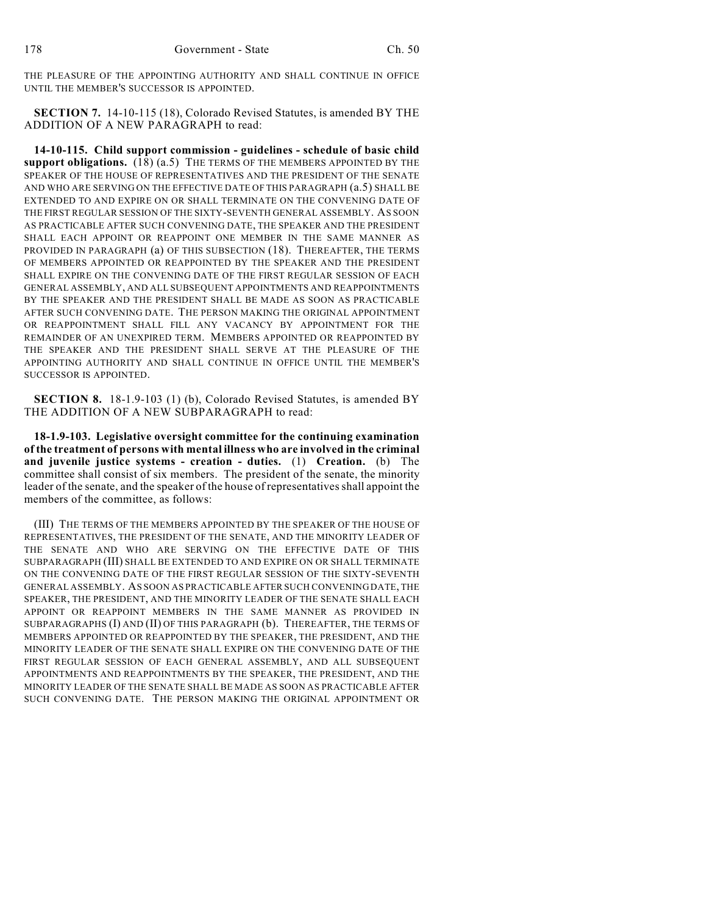THE PLEASURE OF THE APPOINTING AUTHORITY AND SHALL CONTINUE IN OFFICE UNTIL THE MEMBER'S SUCCESSOR IS APPOINTED.

**SECTION 7.** 14-10-115 (18), Colorado Revised Statutes, is amended BY THE ADDITION OF A NEW PARAGRAPH to read:

**14-10-115. Child support commission - guidelines - schedule of basic child support obligations.** (18) (a.5) THE TERMS OF THE MEMBERS APPOINTED BY THE SPEAKER OF THE HOUSE OF REPRESENTATIVES AND THE PRESIDENT OF THE SENATE AND WHO ARE SERVING ON THE EFFECTIVE DATE OF THIS PARAGRAPH (a.5) SHALL BE EXTENDED TO AND EXPIRE ON OR SHALL TERMINATE ON THE CONVENING DATE OF THE FIRST REGULAR SESSION OF THE SIXTY-SEVENTH GENERAL ASSEMBLY. AS SOON AS PRACTICABLE AFTER SUCH CONVENING DATE, THE SPEAKER AND THE PRESIDENT SHALL EACH APPOINT OR REAPPOINT ONE MEMBER IN THE SAME MANNER AS PROVIDED IN PARAGRAPH (a) OF THIS SUBSECTION (18). THEREAFTER, THE TERMS OF MEMBERS APPOINTED OR REAPPOINTED BY THE SPEAKER AND THE PRESIDENT SHALL EXPIRE ON THE CONVENING DATE OF THE FIRST REGULAR SESSION OF EACH GENERAL ASSEMBLY, AND ALL SUBSEQUENT APPOINTMENTS AND REAPPOINTMENTS BY THE SPEAKER AND THE PRESIDENT SHALL BE MADE AS SOON AS PRACTICABLE AFTER SUCH CONVENING DATE. THE PERSON MAKING THE ORIGINAL APPOINTMENT OR REAPPOINTMENT SHALL FILL ANY VACANCY BY APPOINTMENT FOR THE REMAINDER OF AN UNEXPIRED TERM. MEMBERS APPOINTED OR REAPPOINTED BY THE SPEAKER AND THE PRESIDENT SHALL SERVE AT THE PLEASURE OF THE APPOINTING AUTHORITY AND SHALL CONTINUE IN OFFICE UNTIL THE MEMBER'S SUCCESSOR IS APPOINTED.

**SECTION 8.** 18-1.9-103 (1) (b), Colorado Revised Statutes, is amended BY THE ADDITION OF A NEW SUBPARAGRAPH to read:

**18-1.9-103. Legislative oversight committee for the continuing examination of the treatment of persons with mental illness who are involved in the criminal and juvenile justice systems - creation - duties.** (1) **Creation.** (b) The committee shall consist of six members. The president of the senate, the minority leader of the senate, and the speaker of the house of representatives shall appoint the members of the committee, as follows:

(III) THE TERMS OF THE MEMBERS APPOINTED BY THE SPEAKER OF THE HOUSE OF REPRESENTATIVES, THE PRESIDENT OF THE SENATE, AND THE MINORITY LEADER OF THE SENATE AND WHO ARE SERVING ON THE EFFECTIVE DATE OF THIS SUBPARAGRAPH (III) SHALL BE EXTENDED TO AND EXPIRE ON OR SHALL TERMINATE ON THE CONVENING DATE OF THE FIRST REGULAR SESSION OF THE SIXTY-SEVENTH GENERAL ASSEMBLY. AS SOON AS PRACTICABLE AFTER SUCH CONVENING DATE, THE SPEAKER, THE PRESIDENT, AND THE MINORITY LEADER OF THE SENATE SHALL EACH APPOINT OR REAPPOINT MEMBERS IN THE SAME MANNER AS PROVIDED IN SUBPARAGRAPHS (I) AND (II) OF THIS PARAGRAPH (b). THEREAFTER, THE TERMS OF MEMBERS APPOINTED OR REAPPOINTED BY THE SPEAKER, THE PRESIDENT, AND THE MINORITY LEADER OF THE SENATE SHALL EXPIRE ON THE CONVENING DATE OF THE FIRST REGULAR SESSION OF EACH GENERAL ASSEMBLY, AND ALL SUBSEQUENT APPOINTMENTS AND REAPPOINTMENTS BY THE SPEAKER, THE PRESIDENT, AND THE MINORITY LEADER OF THE SENATE SHALL BE MADE AS SOON AS PRACTICABLE AFTER SUCH CONVENING DATE. THE PERSON MAKING THE ORIGINAL APPOINTMENT OR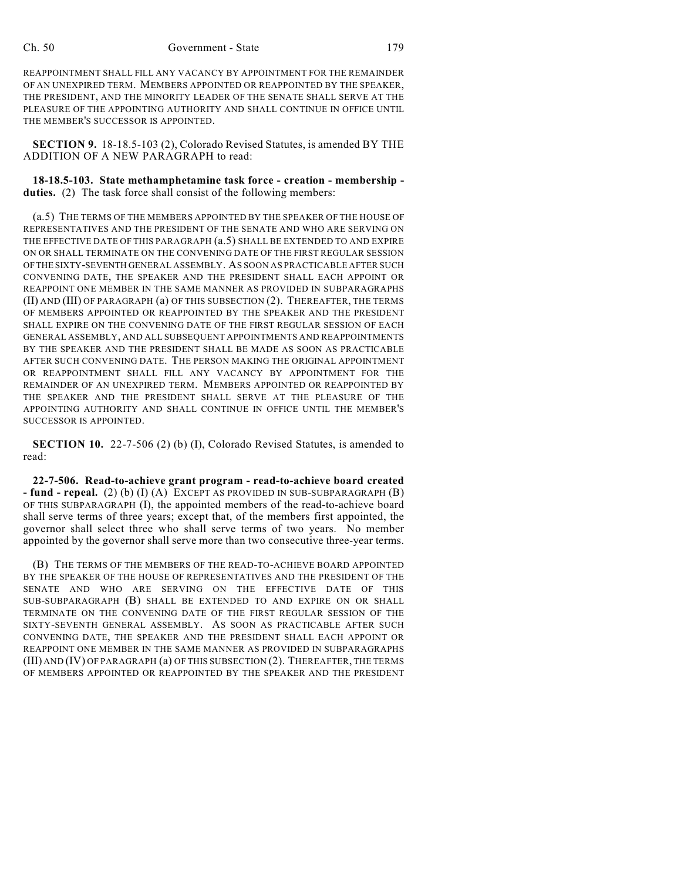REAPPOINTMENT SHALL FILL ANY VACANCY BY APPOINTMENT FOR THE REMAINDER OF AN UNEXPIRED TERM. MEMBERS APPOINTED OR REAPPOINTED BY THE SPEAKER, THE PRESIDENT, AND THE MINORITY LEADER OF THE SENATE SHALL SERVE AT THE PLEASURE OF THE APPOINTING AUTHORITY AND SHALL CONTINUE IN OFFICE UNTIL THE MEMBER'S SUCCESSOR IS APPOINTED.

**SECTION 9.** 18-18.5-103 (2), Colorado Revised Statutes, is amended BY THE ADDITION OF A NEW PARAGRAPH to read:

**18-18.5-103. State methamphetamine task force - creation - membership - duties.** (2) The task force shall consist of the following members:

(a.5) THE TERMS OF THE MEMBERS APPOINTED BY THE SPEAKER OF THE HOUSE OF REPRESENTATIVES AND THE PRESIDENT OF THE SENATE AND WHO ARE SERVING ON THE EFFECTIVE DATE OF THIS PARAGRAPH (a.5) SHALL BE EXTENDED TO AND EXPIRE ON OR SHALL TERMINATE ON THE CONVENING DATE OF THE FIRST REGULAR SESSION OF THE SIXTY-SEVENTH GENERAL ASSEMBLY. AS SOON AS PRACTICABLE AFTER SUCH CONVENING DATE, THE SPEAKER AND THE PRESIDENT SHALL EACH APPOINT OR REAPPOINT ONE MEMBER IN THE SAME MANNER AS PROVIDED IN SUBPARAGRAPHS (II) AND (III) OF PARAGRAPH (a) OF THIS SUBSECTION (2). THEREAFTER, THE TERMS OF MEMBERS APPOINTED OR REAPPOINTED BY THE SPEAKER AND THE PRESIDENT SHALL EXPIRE ON THE CONVENING DATE OF THE FIRST REGULAR SESSION OF EACH GENERAL ASSEMBLY, AND ALL SUBSEQUENT APPOINTMENTS AND REAPPOINTMENTS BY THE SPEAKER AND THE PRESIDENT SHALL BE MADE AS SOON AS PRACTICABLE AFTER SUCH CONVENING DATE. THE PERSON MAKING THE ORIGINAL APPOINTMENT OR REAPPOINTMENT SHALL FILL ANY VACANCY BY APPOINTMENT FOR THE REMAINDER OF AN UNEXPIRED TERM. MEMBERS APPOINTED OR REAPPOINTED BY THE SPEAKER AND THE PRESIDENT SHALL SERVE AT THE PLEASURE OF THE APPOINTING AUTHORITY AND SHALL CONTINUE IN OFFICE UNTIL THE MEMBER'S SUCCESSOR IS APPOINTED.

**SECTION 10.** 22-7-506 (2) (b) (I), Colorado Revised Statutes, is amended to read:

**22-7-506. Read-to-achieve grant program - read-to-achieve board created - fund - repeal.** (2) (b) (I) (A) EXCEPT AS PROVIDED IN SUB-SUBPARAGRAPH (B) OF THIS SUBPARAGRAPH (I), the appointed members of the read-to-achieve board shall serve terms of three years; except that, of the members first appointed, the governor shall select three who shall serve terms of two years. No member appointed by the governor shall serve more than two consecutive three-year terms.

(B) THE TERMS OF THE MEMBERS OF THE READ-TO-ACHIEVE BOARD APPOINTED BY THE SPEAKER OF THE HOUSE OF REPRESENTATIVES AND THE PRESIDENT OF THE SENATE AND WHO ARE SERVING ON THE EFFECTIVE DATE OF THIS SUB-SUBPARAGRAPH (B) SHALL BE EXTENDED TO AND EXPIRE ON OR SHALL TERMINATE ON THE CONVENING DATE OF THE FIRST REGULAR SESSION OF THE SIXTY-SEVENTH GENERAL ASSEMBLY. AS SOON AS PRACTICABLE AFTER SUCH CONVENING DATE, THE SPEAKER AND THE PRESIDENT SHALL EACH APPOINT OR REAPPOINT ONE MEMBER IN THE SAME MANNER AS PROVIDED IN SUBPARAGRAPHS (III) AND (IV) OF PARAGRAPH (a) OF THIS SUBSECTION (2). THEREAFTER, THE TERMS OF MEMBERS APPOINTED OR REAPPOINTED BY THE SPEAKER AND THE PRESIDENT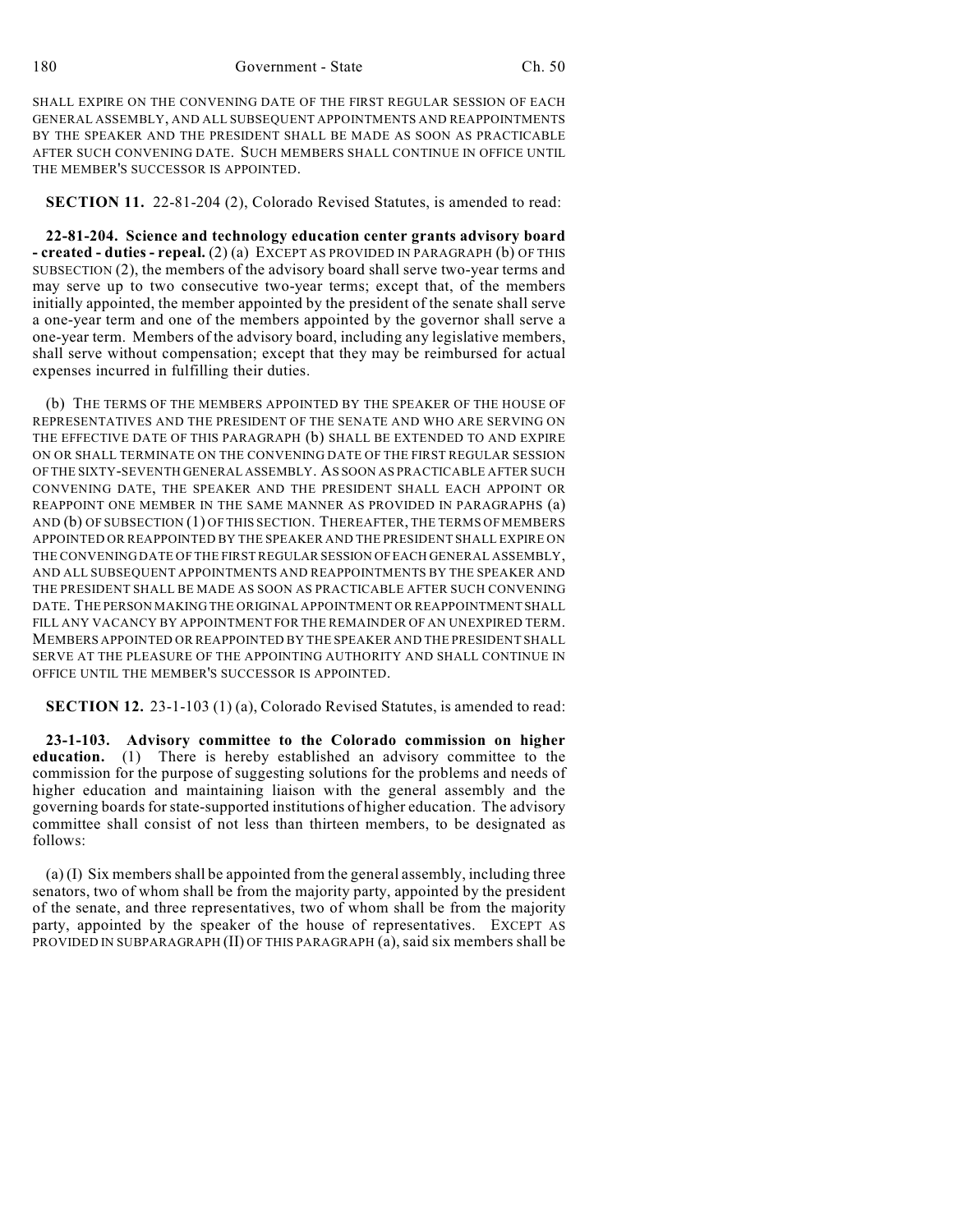SHALL EXPIRE ON THE CONVENING DATE OF THE FIRST REGULAR SESSION OF EACH GENERAL ASSEMBLY, AND ALL SUBSEQUENT APPOINTMENTS AND REAPPOINTMENTS BY THE SPEAKER AND THE PRESIDENT SHALL BE MADE AS SOON AS PRACTICABLE AFTER SUCH CONVENING DATE. SUCH MEMBERS SHALL CONTINUE IN OFFICE UNTIL THE MEMBER'S SUCCESSOR IS APPOINTED.

**SECTION 11.** 22-81-204 (2), Colorado Revised Statutes, is amended to read:

**22-81-204. Science and technology education center grants advisory board - created - duties - repeal.** (2) (a) EXCEPT AS PROVIDED IN PARAGRAPH (b) OF THIS SUBSECTION (2), the members of the advisory board shall serve two-year terms and may serve up to two consecutive two-year terms; except that, of the members initially appointed, the member appointed by the president of the senate shall serve a one-year term and one of the members appointed by the governor shall serve a one-year term. Members of the advisory board, including any legislative members, shall serve without compensation; except that they may be reimbursed for actual expenses incurred in fulfilling their duties.

(b) THE TERMS OF THE MEMBERS APPOINTED BY THE SPEAKER OF THE HOUSE OF REPRESENTATIVES AND THE PRESIDENT OF THE SENATE AND WHO ARE SERVING ON THE EFFECTIVE DATE OF THIS PARAGRAPH (b) SHALL BE EXTENDED TO AND EXPIRE ON OR SHALL TERMINATE ON THE CONVENING DATE OF THE FIRST REGULAR SESSION OF THE SIXTY-SEVENTH GENERAL ASSEMBLY. AS SOON AS PRACTICABLE AFTER SUCH CONVENING DATE, THE SPEAKER AND THE PRESIDENT SHALL EACH APPOINT OR REAPPOINT ONE MEMBER IN THE SAME MANNER AS PROVIDED IN PARAGRAPHS (a) AND (b) OF SUBSECTION (1) OF THIS SECTION. THEREAFTER, THE TERMS OF MEMBERS APPOINTED OR REAPPOINTED BY THE SPEAKER AND THE PRESIDENT SHALL EXPIRE ON THE CONVENING DATE OF THE FIRST REGULAR SESSION OF EACH GENERAL ASSEMBLY, AND ALL SUBSEQUENT APPOINTMENTS AND REAPPOINTMENTS BY THE SPEAKER AND THE PRESIDENT SHALL BE MADE AS SOON AS PRACTICABLE AFTER SUCH CONVENING DATE. THE PERSON MAKING THE ORIGINAL APPOINTMENT OR REAPPOINTMENT SHALL FILL ANY VACANCY BY APPOINTMENT FOR THE REMAINDER OF AN UNEXPIRED TERM. MEMBERS APPOINTED OR REAPPOINTED BY THE SPEAKER AND THE PRESIDENT SHALL SERVE AT THE PLEASURE OF THE APPOINTING AUTHORITY AND SHALL CONTINUE IN OFFICE UNTIL THE MEMBER'S SUCCESSOR IS APPOINTED.

**SECTION 12.** 23-1-103 (1) (a), Colorado Revised Statutes, is amended to read:

**23-1-103. Advisory committee to the Colorado commission on higher education.** (1) There is hereby established an advisory committee to the commission for the purpose of suggesting solutions for the problems and needs of higher education and maintaining liaison with the general assembly and the governing boards for state-supported institutions of higher education. The advisory committee shall consist of not less than thirteen members, to be designated as follows:

(a) (I) Six members shall be appointed from the general assembly, including three senators, two of whom shall be from the majority party, appointed by the president of the senate, and three representatives, two of whom shall be from the majority party, appointed by the speaker of the house of representatives. EXCEPT AS PROVIDED IN SUBPARAGRAPH (II) OF THIS PARAGRAPH (a), said six members shall be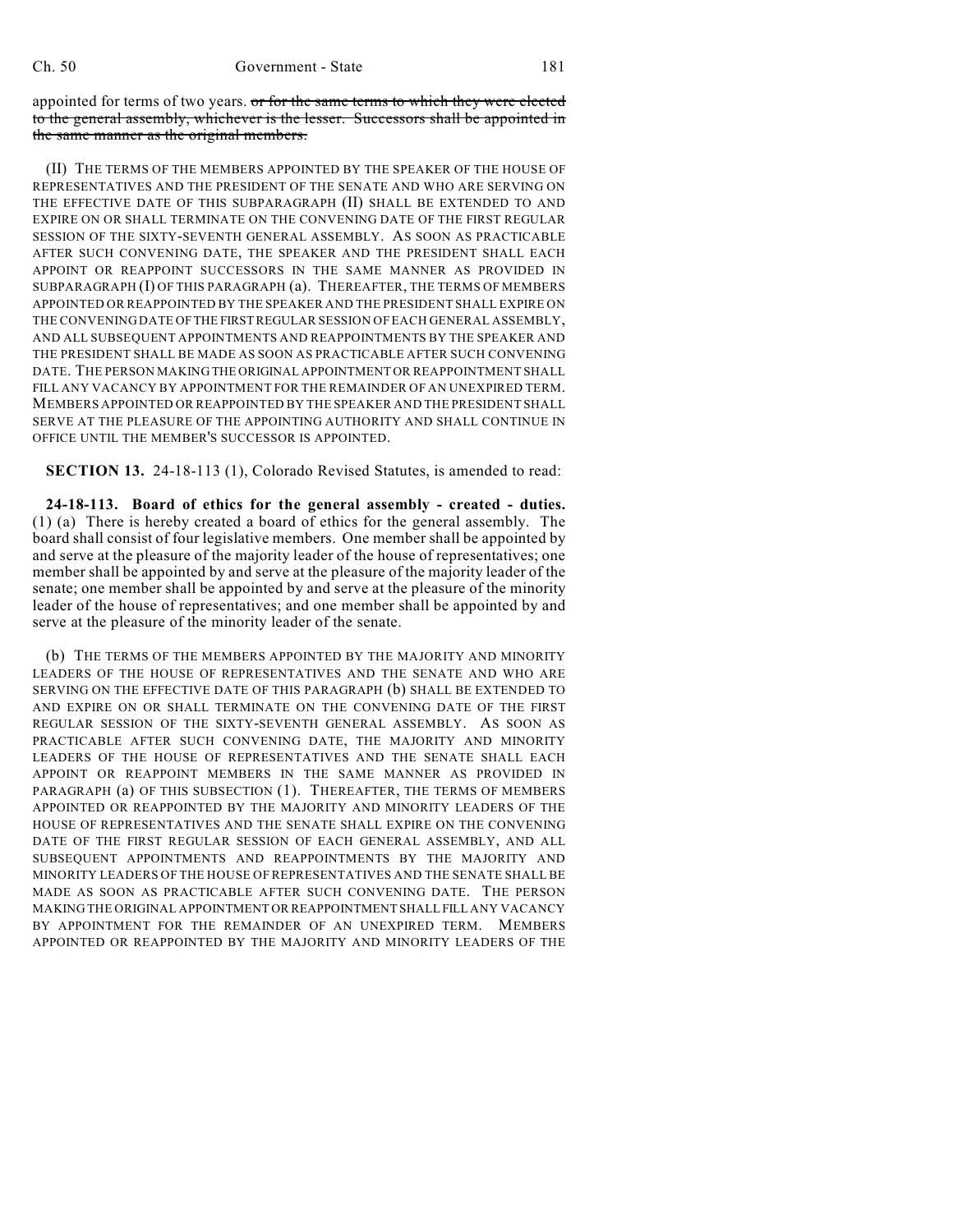appointed for terms of two years. ~~or for the same terms to which they were elected to the general assembly, whichever is the lesser. Successors shall be appointed in the same manner as the original members.~~

(II) THE TERMS OF THE MEMBERS APPOINTED BY THE SPEAKER OF THE HOUSE OF REPRESENTATIVES AND THE PRESIDENT OF THE SENATE AND WHO ARE SERVING ON THE EFFECTIVE DATE OF THIS SUBPARAGRAPH (II) SHALL BE EXTENDED TO AND EXPIRE ON OR SHALL TERMINATE ON THE CONVENING DATE OF THE FIRST REGULAR SESSION OF THE SIXTY-SEVENTH GENERAL ASSEMBLY. AS SOON AS PRACTICABLE AFTER SUCH CONVENING DATE, THE SPEAKER AND THE PRESIDENT SHALL EACH APPOINT OR REAPPOINT SUCCESSORS IN THE SAME MANNER AS PROVIDED IN SUBPARAGRAPH (I) OF THIS PARAGRAPH (a). THEREAFTER, THE TERMS OF MEMBERS APPOINTED OR REAPPOINTED BY THE SPEAKER AND THE PRESIDENT SHALL EXPIRE ON THE CONVENING DATE OF THE FIRST REGULAR SESSION OF EACH GENERAL ASSEMBLY, AND ALL SUBSEQUENT APPOINTMENTS AND REAPPOINTMENTS BY THE SPEAKER AND THE PRESIDENT SHALL BE MADE AS SOON AS PRACTICABLE AFTER SUCH CONVENING DATE. THE PERSON MAKING THE ORIGINAL APPOINTMENT OR REAPPOINTMENT SHALL FILL ANY VACANCY BY APPOINTMENT FOR THE REMAINDER OF AN UNEXPIRED TERM. MEMBERS APPOINTED OR REAPPOINTED BY THE SPEAKER AND THE PRESIDENT SHALL SERVE AT THE PLEASURE OF THE APPOINTING AUTHORITY AND SHALL CONTINUE IN OFFICE UNTIL THE MEMBER'S SUCCESSOR IS APPOINTED.

**SECTION 13.** 24-18-113 (1), Colorado Revised Statutes, is amended to read:

**24-18-113. Board of ethics for the general assembly - created - duties.** (1) (a) There is hereby created a board of ethics for the general assembly. The board shall consist of four legislative members. One member shall be appointed by and serve at the pleasure of the majority leader of the house of representatives; one member shall be appointed by and serve at the pleasure of the majority leader of the senate; one member shall be appointed by and serve at the pleasure of the minority leader of the house of representatives; and one member shall be appointed by and serve at the pleasure of the minority leader of the senate.

(b) THE TERMS OF THE MEMBERS APPOINTED BY THE MAJORITY AND MINORITY LEADERS OF THE HOUSE OF REPRESENTATIVES AND THE SENATE AND WHO ARE SERVING ON THE EFFECTIVE DATE OF THIS PARAGRAPH (b) SHALL BE EXTENDED TO AND EXPIRE ON OR SHALL TERMINATE ON THE CONVENING DATE OF THE FIRST REGULAR SESSION OF THE SIXTY-SEVENTH GENERAL ASSEMBLY. AS SOON AS PRACTICABLE AFTER SUCH CONVENING DATE, THE MAJORITY AND MINORITY LEADERS OF THE HOUSE OF REPRESENTATIVES AND THE SENATE SHALL EACH APPOINT OR REAPPOINT MEMBERS IN THE SAME MANNER AS PROVIDED IN PARAGRAPH (a) OF THIS SUBSECTION (1). THEREAFTER, THE TERMS OF MEMBERS APPOINTED OR REAPPOINTED BY THE MAJORITY AND MINORITY LEADERS OF THE HOUSE OF REPRESENTATIVES AND THE SENATE SHALL EXPIRE ON THE CONVENING DATE OF THE FIRST REGULAR SESSION OF EACH GENERAL ASSEMBLY, AND ALL SUBSEQUENT APPOINTMENTS AND REAPPOINTMENTS BY THE MAJORITY AND MINORITY LEADERS OF THE HOUSE OF REPRESENTATIVES AND THE SENATE SHALL BE MADE AS SOON AS PRACTICABLE AFTER SUCH CONVENING DATE. THE PERSON MAKING THE ORIGINAL APPOINTMENT OR REAPPOINTMENT SHALL FILL ANY VACANCY BY APPOINTMENT FOR THE REMAINDER OF AN UNEXPIRED TERM. MEMBERS APPOINTED OR REAPPOINTED BY THE MAJORITY AND MINORITY LEADERS OF THE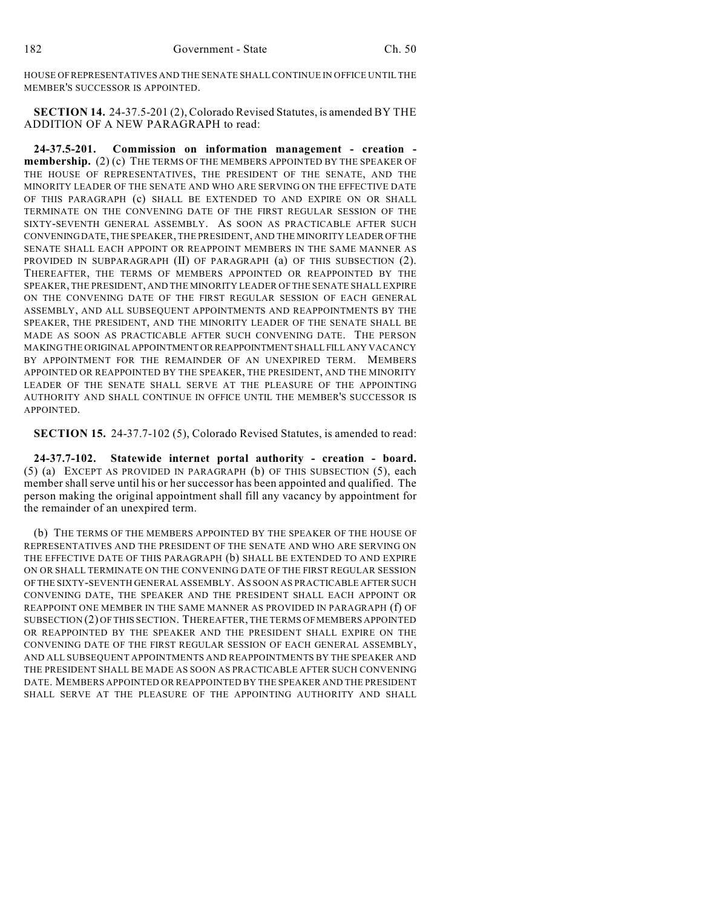HOUSE OF REPRESENTATIVES AND THE SENATE SHALL CONTINUE IN OFFICE UNTIL THE MEMBER'S SUCCESSOR IS APPOINTED.

**SECTION 14.** 24-37.5-201 (2), Colorado Revised Statutes, is amended BY THE ADDITION OF A NEW PARAGRAPH to read:

**24-37.5-201. Commission on information management - creation - membership.** (2) (c) THE TERMS OF THE MEMBERS APPOINTED BY THE SPEAKER OF THE HOUSE OF REPRESENTATIVES, THE PRESIDENT OF THE SENATE, AND THE MINORITY LEADER OF THE SENATE AND WHO ARE SERVING ON THE EFFECTIVE DATE OF THIS PARAGRAPH (c) SHALL BE EXTENDED TO AND EXPIRE ON OR SHALL TERMINATE ON THE CONVENING DATE OF THE FIRST REGULAR SESSION OF THE SIXTY-SEVENTH GENERAL ASSEMBLY. AS SOON AS PRACTICABLE AFTER SUCH CONVENING DATE, THE SPEAKER, THE PRESIDENT, AND THE MINORITY LEADER OF THE SENATE SHALL EACH APPOINT OR REAPPOINT MEMBERS IN THE SAME MANNER AS PROVIDED IN SUBPARAGRAPH (II) OF PARAGRAPH (a) OF THIS SUBSECTION (2). THEREAFTER, THE TERMS OF MEMBERS APPOINTED OR REAPPOINTED BY THE SPEAKER, THE PRESIDENT, AND THE MINORITY LEADER OF THE SENATE SHALL EXPIRE ON THE CONVENING DATE OF THE FIRST REGULAR SESSION OF EACH GENERAL ASSEMBLY, AND ALL SUBSEQUENT APPOINTMENTS AND REAPPOINTMENTS BY THE SPEAKER, THE PRESIDENT, AND THE MINORITY LEADER OF THE SENATE SHALL BE MADE AS SOON AS PRACTICABLE AFTER SUCH CONVENING DATE. THE PERSON MAKING THE ORIGINAL APPOINTMENT OR REAPPOINTMENT SHALL FILL ANY VACANCY BY APPOINTMENT FOR THE REMAINDER OF AN UNEXPIRED TERM. MEMBERS APPOINTED OR REAPPOINTED BY THE SPEAKER, THE PRESIDENT, AND THE MINORITY LEADER OF THE SENATE SHALL SERVE AT THE PLEASURE OF THE APPOINTING AUTHORITY AND SHALL CONTINUE IN OFFICE UNTIL THE MEMBER'S SUCCESSOR IS APPOINTED.

**SECTION 15.** 24-37.7-102 (5), Colorado Revised Statutes, is amended to read:

**24-37.7-102. Statewide internet portal authority - creation - board.** (5) (a) EXCEPT AS PROVIDED IN PARAGRAPH (b) OF THIS SUBSECTION (5), each member shall serve until his or her successor has been appointed and qualified. The person making the original appointment shall fill any vacancy by appointment for the remainder of an unexpired term.

(b) THE TERMS OF THE MEMBERS APPOINTED BY THE SPEAKER OF THE HOUSE OF REPRESENTATIVES AND THE PRESIDENT OF THE SENATE AND WHO ARE SERVING ON THE EFFECTIVE DATE OF THIS PARAGRAPH (b) SHALL BE EXTENDED TO AND EXPIRE ON OR SHALL TERMINATE ON THE CONVENING DATE OF THE FIRST REGULAR SESSION OF THE SIXTY-SEVENTH GENERAL ASSEMBLY. AS SOON AS PRACTICABLE AFTER SUCH CONVENING DATE, THE SPEAKER AND THE PRESIDENT SHALL EACH APPOINT OR REAPPOINT ONE MEMBER IN THE SAME MANNER AS PROVIDED IN PARAGRAPH (f) OF SUBSECTION (2) OF THIS SECTION. THEREAFTER, THE TERMS OF MEMBERS APPOINTED OR REAPPOINTED BY THE SPEAKER AND THE PRESIDENT SHALL EXPIRE ON THE CONVENING DATE OF THE FIRST REGULAR SESSION OF EACH GENERAL ASSEMBLY, AND ALL SUBSEQUENT APPOINTMENTS AND REAPPOINTMENTS BY THE SPEAKER AND THE PRESIDENT SHALL BE MADE AS SOON AS PRACTICABLE AFTER SUCH CONVENING DATE. MEMBERS APPOINTED OR REAPPOINTED BY THE SPEAKER AND THE PRESIDENT SHALL SERVE AT THE PLEASURE OF THE APPOINTING AUTHORITY AND SHALL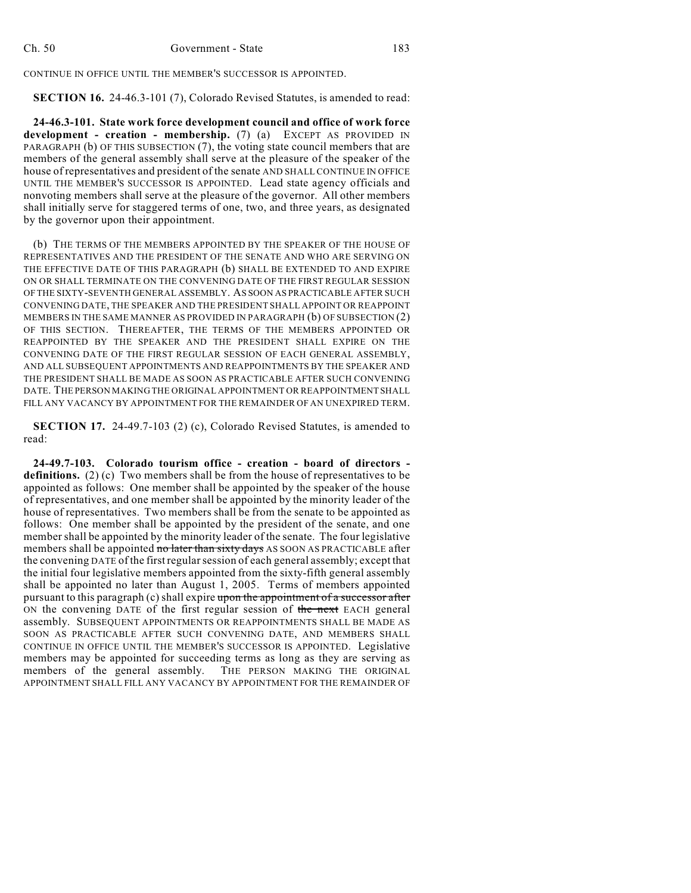CONTINUE IN OFFICE UNTIL THE MEMBER'S SUCCESSOR IS APPOINTED.

**SECTION 16.** 24-46.3-101 (7), Colorado Revised Statutes, is amended to read:

**24-46.3-101. State work force development council and office of work force development - creation - membership.** (7) (a) EXCEPT AS PROVIDED IN PARAGRAPH (b) OF THIS SUBSECTION (7), the voting state council members that are members of the general assembly shall serve at the pleasure of the speaker of the house of representatives and president of the senate AND SHALL CONTINUE IN OFFICE UNTIL THE MEMBER'S SUCCESSOR IS APPOINTED. Lead state agency officials and nonvoting members shall serve at the pleasure of the governor. All other members shall initially serve for staggered terms of one, two, and three years, as designated by the governor upon their appointment.

(b) THE TERMS OF THE MEMBERS APPOINTED BY THE SPEAKER OF THE HOUSE OF REPRESENTATIVES AND THE PRESIDENT OF THE SENATE AND WHO ARE SERVING ON THE EFFECTIVE DATE OF THIS PARAGRAPH (b) SHALL BE EXTENDED TO AND EXPIRE ON OR SHALL TERMINATE ON THE CONVENING DATE OF THE FIRST REGULAR SESSION OF THE SIXTY-SEVENTH GENERAL ASSEMBLY. AS SOON AS PRACTICABLE AFTER SUCH CONVENING DATE, THE SPEAKER AND THE PRESIDENT SHALL APPOINT OR REAPPOINT MEMBERS IN THE SAME MANNER AS PROVIDED IN PARAGRAPH (b) OF SUBSECTION (2) OF THIS SECTION. THEREAFTER, THE TERMS OF THE MEMBERS APPOINTED OR REAPPOINTED BY THE SPEAKER AND THE PRESIDENT SHALL EXPIRE ON THE CONVENING DATE OF THE FIRST REGULAR SESSION OF EACH GENERAL ASSEMBLY, AND ALL SUBSEQUENT APPOINTMENTS AND REAPPOINTMENTS BY THE SPEAKER AND THE PRESIDENT SHALL BE MADE AS SOON AS PRACTICABLE AFTER SUCH CONVENING DATE. THE PERSON MAKING THE ORIGINAL APPOINTMENT OR REAPPOINTMENT SHALL FILL ANY VACANCY BY APPOINTMENT FOR THE REMAINDER OF AN UNEXPIRED TERM.

**SECTION 17.** 24-49.7-103 (2) (c), Colorado Revised Statutes, is amended to read:

**24-49.7-103. Colorado tourism office - creation - board of directors - definitions.** (2) (c) Two members shall be from the house of representatives to be appointed as follows: One member shall be appointed by the speaker of the house of representatives, and one member shall be appointed by the minority leader of the house of representatives. Two members shall be from the senate to be appointed as follows: One member shall be appointed by the president of the senate, and one member shall be appointed by the minority leader of the senate. The four legislative members shall be appointed ~~no later than sixty days~~ AS SOON AS PRACTICABLE after the convening DATE of the first regular session of each general assembly; except that the initial four legislative members appointed from the sixty-fifth general assembly shall be appointed no later than August 1, 2005. Terms of members appointed pursuant to this paragraph (c) shall expire ~~upon the appointment of a successor after~~ ON the convening DATE of the first regular session of ~~the next~~ EACH general assembly. SUBSEQUENT APPOINTMENTS OR REAPPOINTMENTS SHALL BE MADE AS SOON AS PRACTICABLE AFTER SUCH CONVENING DATE, AND MEMBERS SHALL CONTINUE IN OFFICE UNTIL THE MEMBER'S SUCCESSOR IS APPOINTED. Legislative members may be appointed for succeeding terms as long as they are serving as members of the general assembly. THE PERSON MAKING THE ORIGINAL APPOINTMENT SHALL FILL ANY VACANCY BY APPOINTMENT FOR THE REMAINDER OF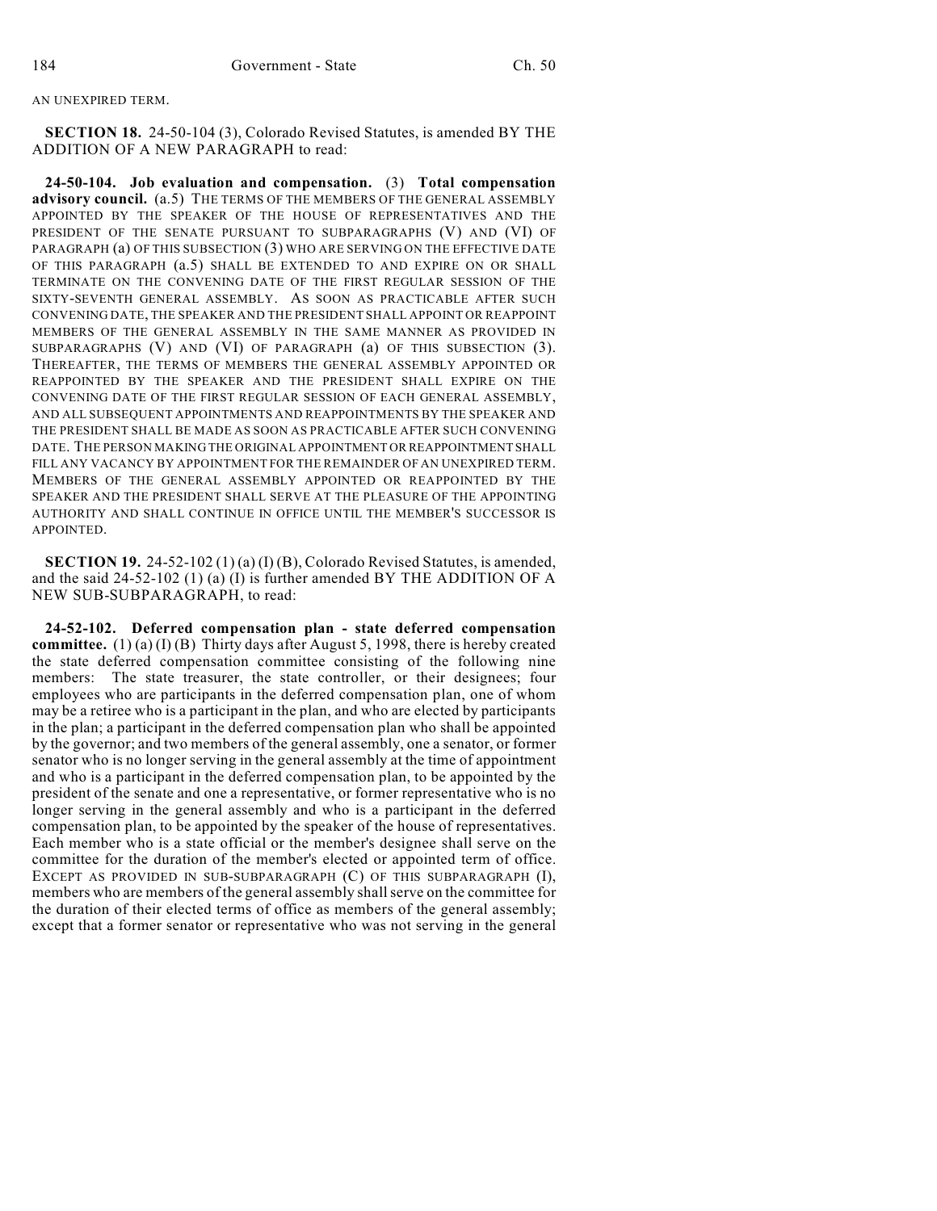AN UNEXPIRED TERM.

**SECTION 18.** 24-50-104 (3), Colorado Revised Statutes, is amended BY THE ADDITION OF A NEW PARAGRAPH to read:

**24-50-104. Job evaluation and compensation.** (3) **Total compensation advisory council.** (a.5) THE TERMS OF THE MEMBERS OF THE GENERAL ASSEMBLY APPOINTED BY THE SPEAKER OF THE HOUSE OF REPRESENTATIVES AND THE PRESIDENT OF THE SENATE PURSUANT TO SUBPARAGRAPHS (V) AND (VI) OF PARAGRAPH (a) OF THIS SUBSECTION (3) WHO ARE SERVING ON THE EFFECTIVE DATE OF THIS PARAGRAPH (a.5) SHALL BE EXTENDED TO AND EXPIRE ON OR SHALL TERMINATE ON THE CONVENING DATE OF THE FIRST REGULAR SESSION OF THE SIXTY-SEVENTH GENERAL ASSEMBLY. AS SOON AS PRACTICABLE AFTER SUCH CONVENING DATE, THE SPEAKER AND THE PRESIDENT SHALL APPOINT OR REAPPOINT MEMBERS OF THE GENERAL ASSEMBLY IN THE SAME MANNER AS PROVIDED IN SUBPARAGRAPHS (V) AND (VI) OF PARAGRAPH (a) OF THIS SUBSECTION (3). THEREAFTER, THE TERMS OF MEMBERS THE GENERAL ASSEMBLY APPOINTED OR REAPPOINTED BY THE SPEAKER AND THE PRESIDENT SHALL EXPIRE ON THE CONVENING DATE OF THE FIRST REGULAR SESSION OF EACH GENERAL ASSEMBLY, AND ALL SUBSEQUENT APPOINTMENTS AND REAPPOINTMENTS BY THE SPEAKER AND THE PRESIDENT SHALL BE MADE AS SOON AS PRACTICABLE AFTER SUCH CONVENING DATE. THE PERSON MAKING THE ORIGINAL APPOINTMENT OR REAPPOINTMENT SHALL FILL ANY VACANCY BY APPOINTMENT FOR THE REMAINDER OF AN UNEXPIRED TERM. MEMBERS OF THE GENERAL ASSEMBLY APPOINTED OR REAPPOINTED BY THE SPEAKER AND THE PRESIDENT SHALL SERVE AT THE PLEASURE OF THE APPOINTING AUTHORITY AND SHALL CONTINUE IN OFFICE UNTIL THE MEMBER'S SUCCESSOR IS APPOINTED.

**SECTION 19.** 24-52-102 (1) (a) (I) (B), Colorado Revised Statutes, is amended, and the said 24-52-102 (1) (a) (I) is further amended BY THE ADDITION OF A NEW SUB-SUBPARAGRAPH, to read:

**24-52-102. Deferred compensation plan - state deferred compensation committee.** (1) (a) (I) (B) Thirty days after August 5, 1998, there is hereby created the state deferred compensation committee consisting of the following nine members: The state treasurer, the state controller, or their designees; four employees who are participants in the deferred compensation plan, one of whom may be a retiree who is a participant in the plan, and who are elected by participants in the plan; a participant in the deferred compensation plan who shall be appointed by the governor; and two members of the general assembly, one a senator, or former senator who is no longer serving in the general assembly at the time of appointment and who is a participant in the deferred compensation plan, to be appointed by the president of the senate and one a representative, or former representative who is no longer serving in the general assembly and who is a participant in the deferred compensation plan, to be appointed by the speaker of the house of representatives. Each member who is a state official or the member's designee shall serve on the committee for the duration of the member's elected or appointed term of office. EXCEPT AS PROVIDED IN SUB-SUBPARAGRAPH (C) OF THIS SUBPARAGRAPH (I), members who are members of the general assembly shall serve on the committee for the duration of their elected terms of office as members of the general assembly; except that a former senator or representative who was not serving in the general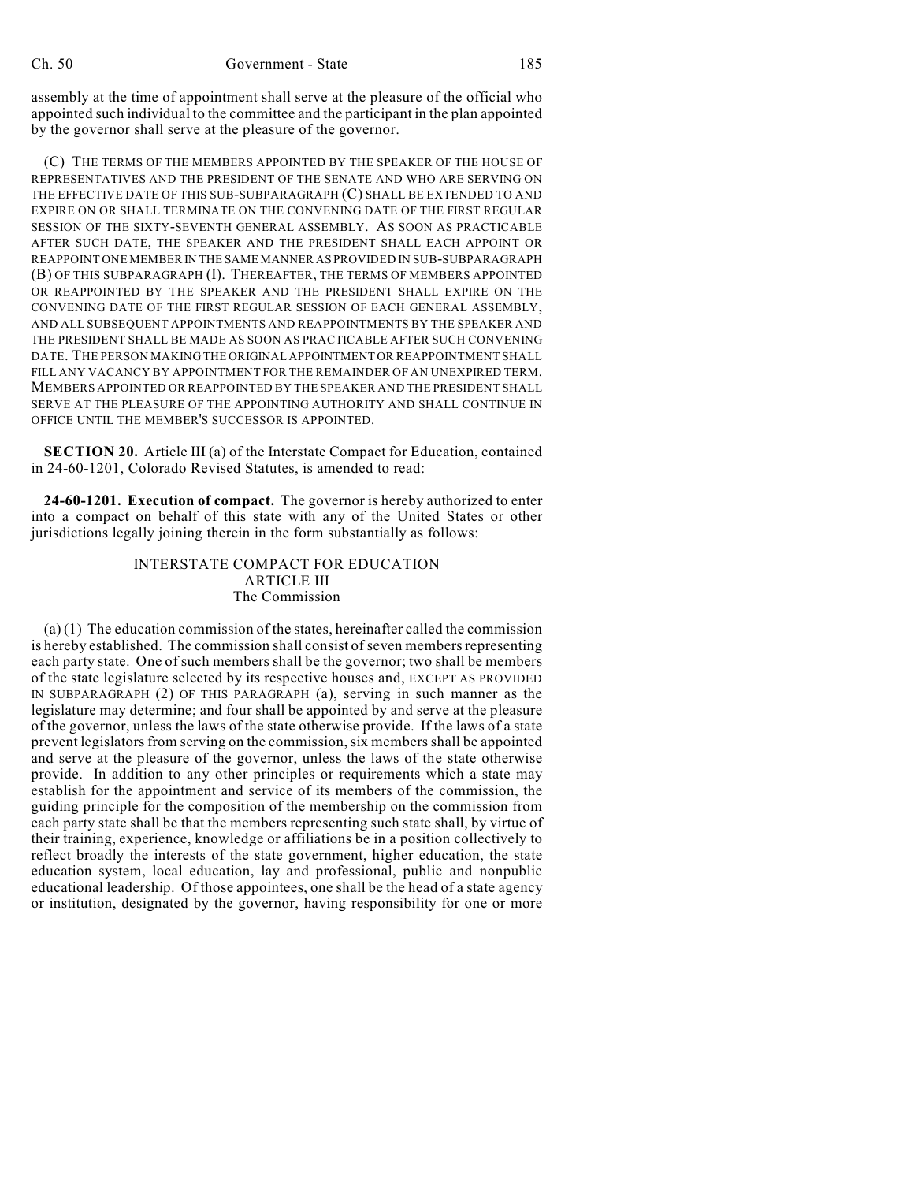assembly at the time of appointment shall serve at the pleasure of the official who appointed such individual to the committee and the participant in the plan appointed by the governor shall serve at the pleasure of the governor.

(C) THE TERMS OF THE MEMBERS APPOINTED BY THE SPEAKER OF THE HOUSE OF REPRESENTATIVES AND THE PRESIDENT OF THE SENATE AND WHO ARE SERVING ON THE EFFECTIVE DATE OF THIS SUB-SUBPARAGRAPH (C) SHALL BE EXTENDED TO AND EXPIRE ON OR SHALL TERMINATE ON THE CONVENING DATE OF THE FIRST REGULAR SESSION OF THE SIXTY-SEVENTH GENERAL ASSEMBLY. AS SOON AS PRACTICABLE AFTER SUCH DATE, THE SPEAKER AND THE PRESIDENT SHALL EACH APPOINT OR REAPPOINT ONE MEMBER IN THE SAME MANNER AS PROVIDED IN SUB-SUBPARAGRAPH (B) OF THIS SUBPARAGRAPH (I). THEREAFTER, THE TERMS OF MEMBERS APPOINTED OR REAPPOINTED BY THE SPEAKER AND THE PRESIDENT SHALL EXPIRE ON THE CONVENING DATE OF THE FIRST REGULAR SESSION OF EACH GENERAL ASSEMBLY, AND ALL SUBSEQUENT APPOINTMENTS AND REAPPOINTMENTS BY THE SPEAKER AND THE PRESIDENT SHALL BE MADE AS SOON AS PRACTICABLE AFTER SUCH CONVENING DATE. THE PERSON MAKING THE ORIGINAL APPOINTMENT OR REAPPOINTMENT SHALL FILL ANY VACANCY BY APPOINTMENT FOR THE REMAINDER OF AN UNEXPIRED TERM. MEMBERS APPOINTED OR REAPPOINTED BY THE SPEAKER AND THE PRESIDENT SHALL SERVE AT THE PLEASURE OF THE APPOINTING AUTHORITY AND SHALL CONTINUE IN OFFICE UNTIL THE MEMBER'S SUCCESSOR IS APPOINTED.

**SECTION 20.** Article III (a) of the Interstate Compact for Education, contained in 24-60-1201, Colorado Revised Statutes, is amended to read:

**24-60-1201. Execution of compact.** The governor is hereby authorized to enter into a compact on behalf of this state with any of the United States or other jurisdictions legally joining therein in the form substantially as follows:

INTERSTATE COMPACT FOR EDUCATION
ARTICLE III
The Commission

(a) (1) The education commission of the states, hereinafter called the commission is hereby established. The commission shall consist of seven members representing each party state. One of such members shall be the governor; two shall be members of the state legislature selected by its respective houses and, EXCEPT AS PROVIDED IN SUBPARAGRAPH (2) OF THIS PARAGRAPH (a), serving in such manner as the legislature may determine; and four shall be appointed by and serve at the pleasure of the governor, unless the laws of the state otherwise provide. If the laws of a state prevent legislators from serving on the commission, six members shall be appointed and serve at the pleasure of the governor, unless the laws of the state otherwise provide. In addition to any other principles or requirements which a state may establish for the appointment and service of its members of the commission, the guiding principle for the composition of the membership on the commission from each party state shall be that the members representing such state shall, by virtue of their training, experience, knowledge or affiliations be in a position collectively to reflect broadly the interests of the state government, higher education, the state education system, local education, lay and professional, public and nonpublic educational leadership. Of those appointees, one shall be the head of a state agency or institution, designated by the governor, having responsibility for one or more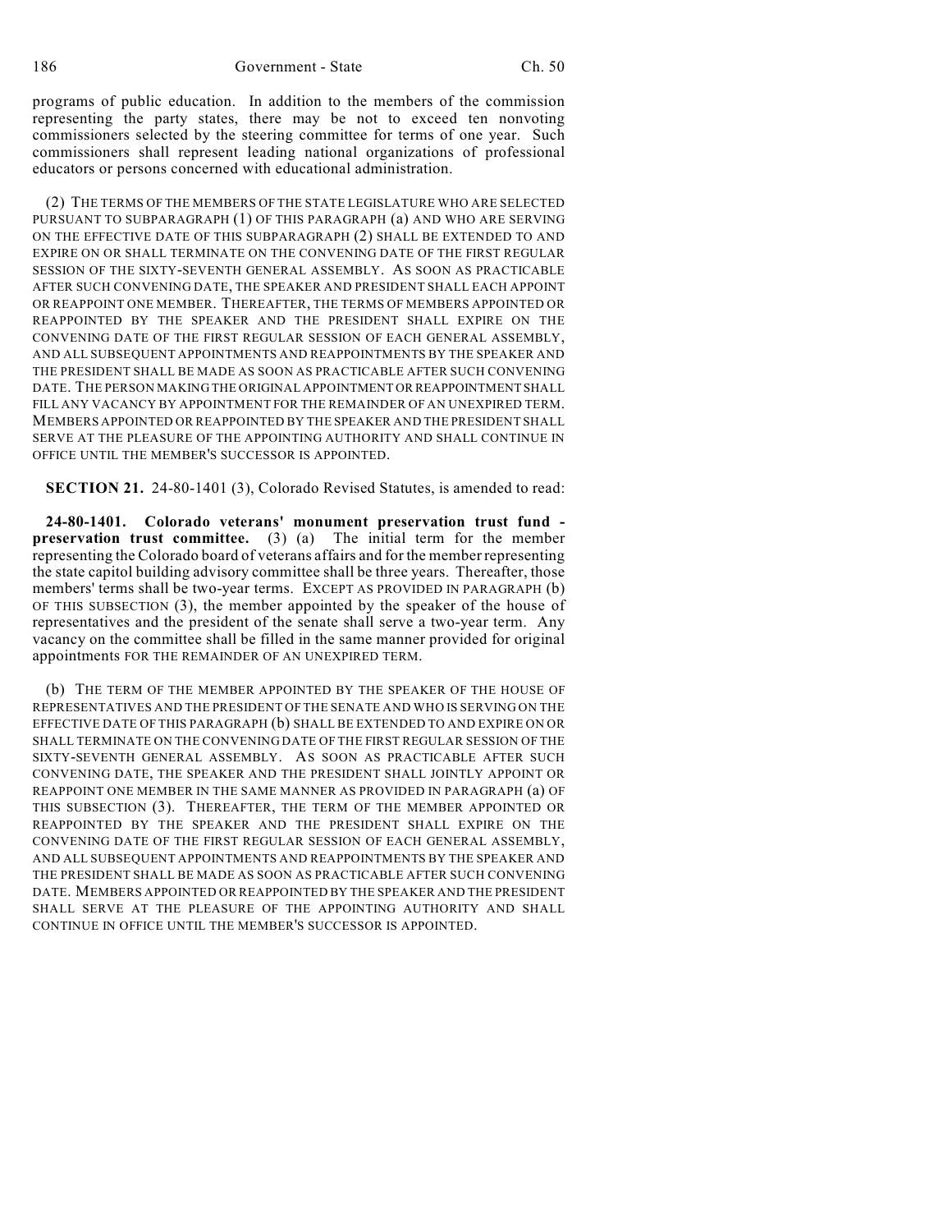programs of public education. In addition to the members of the commission representing the party states, there may be not to exceed ten nonvoting commissioners selected by the steering committee for terms of one year. Such commissioners shall represent leading national organizations of professional educators or persons concerned with educational administration.

(2) THE TERMS OF THE MEMBERS OF THE STATE LEGISLATURE WHO ARE SELECTED PURSUANT TO SUBPARAGRAPH (1) OF THIS PARAGRAPH (a) AND WHO ARE SERVING ON THE EFFECTIVE DATE OF THIS SUBPARAGRAPH (2) SHALL BE EXTENDED TO AND EXPIRE ON OR SHALL TERMINATE ON THE CONVENING DATE OF THE FIRST REGULAR SESSION OF THE SIXTY-SEVENTH GENERAL ASSEMBLY. AS SOON AS PRACTICABLE AFTER SUCH CONVENING DATE, THE SPEAKER AND PRESIDENT SHALL EACH APPOINT OR REAPPOINT ONE MEMBER. THEREAFTER, THE TERMS OF MEMBERS APPOINTED OR REAPPOINTED BY THE SPEAKER AND THE PRESIDENT SHALL EXPIRE ON THE CONVENING DATE OF THE FIRST REGULAR SESSION OF EACH GENERAL ASSEMBLY, AND ALL SUBSEQUENT APPOINTMENTS AND REAPPOINTMENTS BY THE SPEAKER AND THE PRESIDENT SHALL BE MADE AS SOON AS PRACTICABLE AFTER SUCH CONVENING DATE. THE PERSON MAKING THE ORIGINAL APPOINTMENT OR REAPPOINTMENT SHALL FILL ANY VACANCY BY APPOINTMENT FOR THE REMAINDER OF AN UNEXPIRED TERM. MEMBERS APPOINTED OR REAPPOINTED BY THE SPEAKER AND THE PRESIDENT SHALL SERVE AT THE PLEASURE OF THE APPOINTING AUTHORITY AND SHALL CONTINUE IN OFFICE UNTIL THE MEMBER'S SUCCESSOR IS APPOINTED.

**SECTION 21.** 24-80-1401 (3), Colorado Revised Statutes, is amended to read:

**24-80-1401. Colorado veterans' monument preservation trust fund - preservation trust committee.** (3) (a) The initial term for the member representing the Colorado board of veterans affairs and for the member representing the state capitol building advisory committee shall be three years. Thereafter, those members' terms shall be two-year terms. EXCEPT AS PROVIDED IN PARAGRAPH (b) OF THIS SUBSECTION (3), the member appointed by the speaker of the house of representatives and the president of the senate shall serve a two-year term. Any vacancy on the committee shall be filled in the same manner provided for original appointments FOR THE REMAINDER OF AN UNEXPIRED TERM.

(b) THE TERM OF THE MEMBER APPOINTED BY THE SPEAKER OF THE HOUSE OF REPRESENTATIVES AND THE PRESIDENT OF THE SENATE AND WHO IS SERVING ON THE EFFECTIVE DATE OF THIS PARAGRAPH (b) SHALL BE EXTENDED TO AND EXPIRE ON OR SHALL TERMINATE ON THE CONVENING DATE OF THE FIRST REGULAR SESSION OF THE SIXTY-SEVENTH GENERAL ASSEMBLY. AS SOON AS PRACTICABLE AFTER SUCH CONVENING DATE, THE SPEAKER AND THE PRESIDENT SHALL JOINTLY APPOINT OR REAPPOINT ONE MEMBER IN THE SAME MANNER AS PROVIDED IN PARAGRAPH (a) OF THIS SUBSECTION (3). THEREAFTER, THE TERM OF THE MEMBER APPOINTED OR REAPPOINTED BY THE SPEAKER AND THE PRESIDENT SHALL EXPIRE ON THE CONVENING DATE OF THE FIRST REGULAR SESSION OF EACH GENERAL ASSEMBLY, AND ALL SUBSEQUENT APPOINTMENTS AND REAPPOINTMENTS BY THE SPEAKER AND THE PRESIDENT SHALL BE MADE AS SOON AS PRACTICABLE AFTER SUCH CONVENING DATE. MEMBERS APPOINTED OR REAPPOINTED BY THE SPEAKER AND THE PRESIDENT SHALL SERVE AT THE PLEASURE OF THE APPOINTING AUTHORITY AND SHALL CONTINUE IN OFFICE UNTIL THE MEMBER'S SUCCESSOR IS APPOINTED.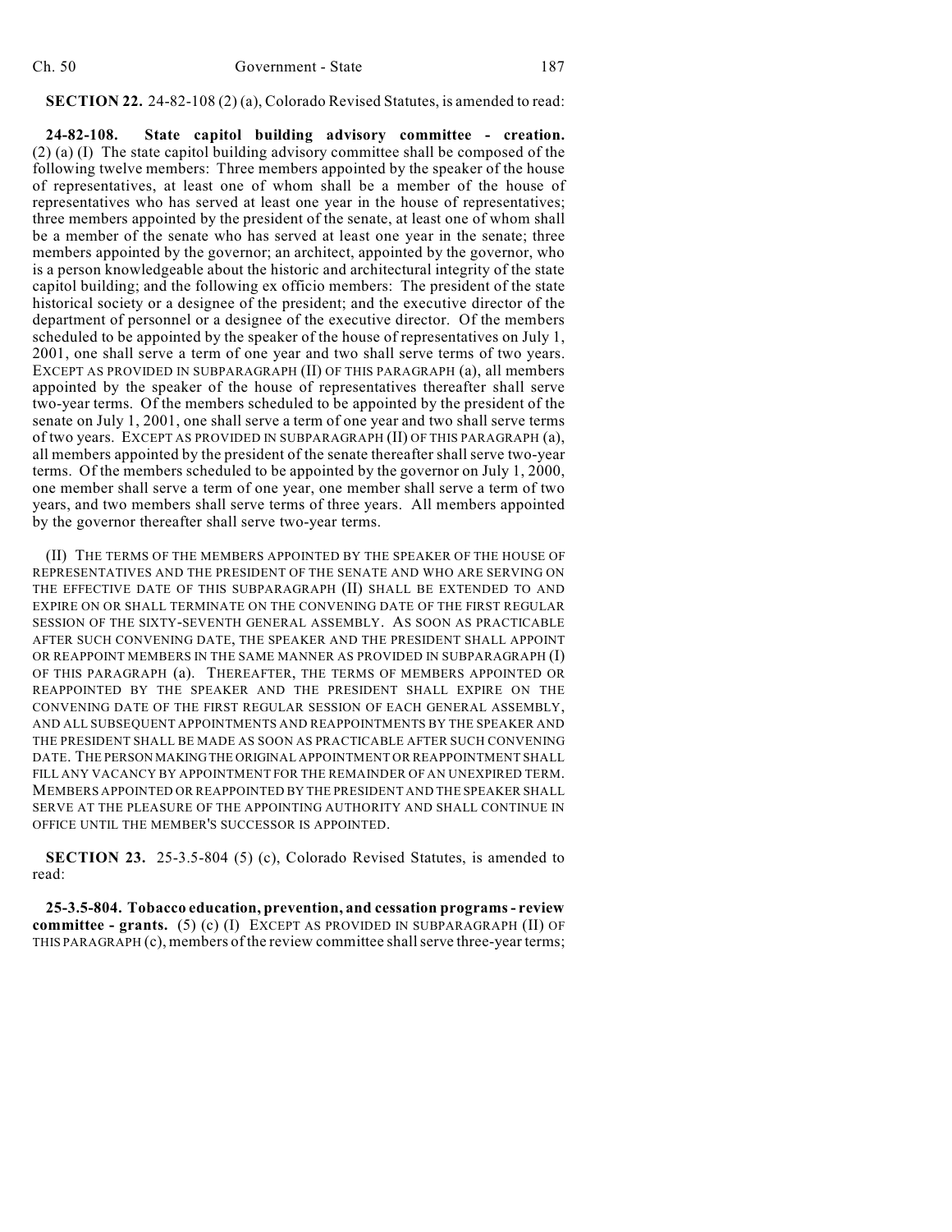**SECTION 22.** 24-82-108 (2) (a), Colorado Revised Statutes, is amended to read:

**24-82-108. State capitol building advisory committee - creation.** (2) (a) (I) The state capitol building advisory committee shall be composed of the following twelve members: Three members appointed by the speaker of the house of representatives, at least one of whom shall be a member of the house of representatives who has served at least one year in the house of representatives; three members appointed by the president of the senate, at least one of whom shall be a member of the senate who has served at least one year in the senate; three members appointed by the governor; an architect, appointed by the governor, who is a person knowledgeable about the historic and architectural integrity of the state capitol building; and the following ex officio members: The president of the state historical society or a designee of the president; and the executive director of the department of personnel or a designee of the executive director. Of the members scheduled to be appointed by the speaker of the house of representatives on July 1, 2001, one shall serve a term of one year and two shall serve terms of two years. EXCEPT AS PROVIDED IN SUBPARAGRAPH (II) OF THIS PARAGRAPH (a), all members appointed by the speaker of the house of representatives thereafter shall serve two-year terms. Of the members scheduled to be appointed by the president of the senate on July 1, 2001, one shall serve a term of one year and two shall serve terms of two years. EXCEPT AS PROVIDED IN SUBPARAGRAPH (II) OF THIS PARAGRAPH (a), all members appointed by the president of the senate thereafter shall serve two-year terms. Of the members scheduled to be appointed by the governor on July 1, 2000, one member shall serve a term of one year, one member shall serve a term of two years, and two members shall serve terms of three years. All members appointed by the governor thereafter shall serve two-year terms.

(II) THE TERMS OF THE MEMBERS APPOINTED BY THE SPEAKER OF THE HOUSE OF REPRESENTATIVES AND THE PRESIDENT OF THE SENATE AND WHO ARE SERVING ON THE EFFECTIVE DATE OF THIS SUBPARAGRAPH (II) SHALL BE EXTENDED TO AND EXPIRE ON OR SHALL TERMINATE ON THE CONVENING DATE OF THE FIRST REGULAR SESSION OF THE SIXTY-SEVENTH GENERAL ASSEMBLY. AS SOON AS PRACTICABLE AFTER SUCH CONVENING DATE, THE SPEAKER AND THE PRESIDENT SHALL APPOINT OR REAPPOINT MEMBERS IN THE SAME MANNER AS PROVIDED IN SUBPARAGRAPH (I) OF THIS PARAGRAPH (a). THEREAFTER, THE TERMS OF MEMBERS APPOINTED OR REAPPOINTED BY THE SPEAKER AND THE PRESIDENT SHALL EXPIRE ON THE CONVENING DATE OF THE FIRST REGULAR SESSION OF EACH GENERAL ASSEMBLY, AND ALL SUBSEQUENT APPOINTMENTS AND REAPPOINTMENTS BY THE SPEAKER AND THE PRESIDENT SHALL BE MADE AS SOON AS PRACTICABLE AFTER SUCH CONVENING DATE. THE PERSON MAKING THE ORIGINAL APPOINTMENT OR REAPPOINTMENT SHALL FILL ANY VACANCY BY APPOINTMENT FOR THE REMAINDER OF AN UNEXPIRED TERM. MEMBERS APPOINTED OR REAPPOINTED BY THE PRESIDENT AND THE SPEAKER SHALL SERVE AT THE PLEASURE OF THE APPOINTING AUTHORITY AND SHALL CONTINUE IN OFFICE UNTIL THE MEMBER'S SUCCESSOR IS APPOINTED.

**SECTION 23.** 25-3.5-804 (5) (c), Colorado Revised Statutes, is amended to read:

**25-3.5-804. Tobacco education, prevention, and cessation programs - review committee - grants.** (5) (c) (I) EXCEPT AS PROVIDED IN SUBPARAGRAPH (II) OF THIS PARAGRAPH (c), members of the review committee shall serve three-year terms;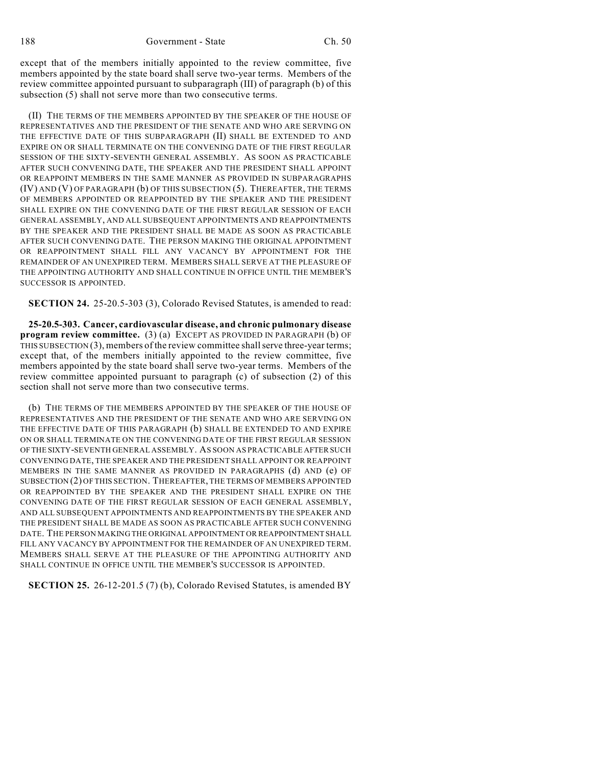except that of the members initially appointed to the review committee, five members appointed by the state board shall serve two-year terms. Members of the review committee appointed pursuant to subparagraph (III) of paragraph (b) of this subsection (5) shall not serve more than two consecutive terms.

(II) THE TERMS OF THE MEMBERS APPOINTED BY THE SPEAKER OF THE HOUSE OF REPRESENTATIVES AND THE PRESIDENT OF THE SENATE AND WHO ARE SERVING ON THE EFFECTIVE DATE OF THIS SUBPARAGRAPH (II) SHALL BE EXTENDED TO AND EXPIRE ON OR SHALL TERMINATE ON THE CONVENING DATE OF THE FIRST REGULAR SESSION OF THE SIXTY-SEVENTH GENERAL ASSEMBLY. AS SOON AS PRACTICABLE AFTER SUCH CONVENING DATE, THE SPEAKER AND THE PRESIDENT SHALL APPOINT OR REAPPOINT MEMBERS IN THE SAME MANNER AS PROVIDED IN SUBPARAGRAPHS (IV) AND (V) OF PARAGRAPH (b) OF THIS SUBSECTION (5). THEREAFTER, THE TERMS OF MEMBERS APPOINTED OR REAPPOINTED BY THE SPEAKER AND THE PRESIDENT SHALL EXPIRE ON THE CONVENING DATE OF THE FIRST REGULAR SESSION OF EACH GENERAL ASSEMBLY, AND ALL SUBSEQUENT APPOINTMENTS AND REAPPOINTMENTS BY THE SPEAKER AND THE PRESIDENT SHALL BE MADE AS SOON AS PRACTICABLE AFTER SUCH CONVENING DATE. THE PERSON MAKING THE ORIGINAL APPOINTMENT OR REAPPOINTMENT SHALL FILL ANY VACANCY BY APPOINTMENT FOR THE REMAINDER OF AN UNEXPIRED TERM. MEMBERS SHALL SERVE AT THE PLEASURE OF THE APPOINTING AUTHORITY AND SHALL CONTINUE IN OFFICE UNTIL THE MEMBER'S SUCCESSOR IS APPOINTED.

**SECTION 24.** 25-20.5-303 (3), Colorado Revised Statutes, is amended to read:

**25-20.5-303. Cancer, cardiovascular disease, and chronic pulmonary disease program review committee.** (3) (a) EXCEPT AS PROVIDED IN PARAGRAPH (b) OF THIS SUBSECTION (3), members of the review committee shall serve three-year terms; except that, of the members initially appointed to the review committee, five members appointed by the state board shall serve two-year terms. Members of the review committee appointed pursuant to paragraph (c) of subsection (2) of this section shall not serve more than two consecutive terms.

(b) THE TERMS OF THE MEMBERS APPOINTED BY THE SPEAKER OF THE HOUSE OF REPRESENTATIVES AND THE PRESIDENT OF THE SENATE AND WHO ARE SERVING ON THE EFFECTIVE DATE OF THIS PARAGRAPH (b) SHALL BE EXTENDED TO AND EXPIRE ON OR SHALL TERMINATE ON THE CONVENING DATE OF THE FIRST REGULAR SESSION OF THE SIXTY-SEVENTH GENERAL ASSEMBLY. AS SOON AS PRACTICABLE AFTER SUCH CONVENING DATE, THE SPEAKER AND THE PRESIDENT SHALL APPOINT OR REAPPOINT MEMBERS IN THE SAME MANNER AS PROVIDED IN PARAGRAPHS (d) AND (e) OF SUBSECTION (2) OF THIS SECTION. THEREAFTER, THE TERMS OF MEMBERS APPOINTED OR REAPPOINTED BY THE SPEAKER AND THE PRESIDENT SHALL EXPIRE ON THE CONVENING DATE OF THE FIRST REGULAR SESSION OF EACH GENERAL ASSEMBLY, AND ALL SUBSEQUENT APPOINTMENTS AND REAPPOINTMENTS BY THE SPEAKER AND THE PRESIDENT SHALL BE MADE AS SOON AS PRACTICABLE AFTER SUCH CONVENING DATE. THE PERSON MAKING THE ORIGINAL APPOINTMENT OR REAPPOINTMENT SHALL FILL ANY VACANCY BY APPOINTMENT FOR THE REMAINDER OF AN UNEXPIRED TERM. MEMBERS SHALL SERVE AT THE PLEASURE OF THE APPOINTING AUTHORITY AND SHALL CONTINUE IN OFFICE UNTIL THE MEMBER'S SUCCESSOR IS APPOINTED.

**SECTION 25.** 26-12-201.5 (7) (b), Colorado Revised Statutes, is amended BY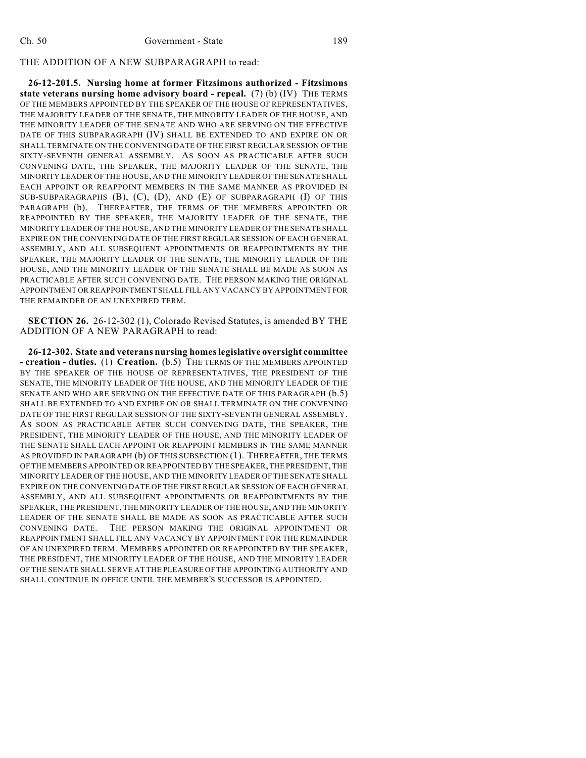THE ADDITION OF A NEW SUBPARAGRAPH to read:

**26-12-201.5. Nursing home at former Fitzsimons authorized - Fitzsimons state veterans nursing home advisory board - repeal.** (7) (b) (IV) THE TERMS OF THE MEMBERS APPOINTED BY THE SPEAKER OF THE HOUSE OF REPRESENTATIVES, THE MAJORITY LEADER OF THE SENATE, THE MINORITY LEADER OF THE HOUSE, AND THE MINORITY LEADER OF THE SENATE AND WHO ARE SERVING ON THE EFFECTIVE DATE OF THIS SUBPARAGRAPH (IV) SHALL BE EXTENDED TO AND EXPIRE ON OR SHALL TERMINATE ON THE CONVENING DATE OF THE FIRST REGULAR SESSION OF THE SIXTY-SEVENTH GENERAL ASSEMBLY. AS SOON AS PRACTICABLE AFTER SUCH CONVENING DATE, THE SPEAKER, THE MAJORITY LEADER OF THE SENATE, THE MINORITY LEADER OF THE HOUSE, AND THE MINORITY LEADER OF THE SENATE SHALL EACH APPOINT OR REAPPOINT MEMBERS IN THE SAME MANNER AS PROVIDED IN SUB-SUBPARAGRAPHS (B), (C), (D), AND (E) OF SUBPARAGRAPH (I) OF THIS PARAGRAPH (b). THEREAFTER, THE TERMS OF THE MEMBERS APPOINTED OR REAPPOINTED BY THE SPEAKER, THE MAJORITY LEADER OF THE SENATE, THE MINORITY LEADER OF THE HOUSE, AND THE MINORITY LEADER OF THE SENATE SHALL EXPIRE ON THE CONVENING DATE OF THE FIRST REGULAR SESSION OF EACH GENERAL ASSEMBLY, AND ALL SUBSEQUENT APPOINTMENTS OR REAPPOINTMENTS BY THE SPEAKER, THE MAJORITY LEADER OF THE SENATE, THE MINORITY LEADER OF THE HOUSE, AND THE MINORITY LEADER OF THE SENATE SHALL BE MADE AS SOON AS PRACTICABLE AFTER SUCH CONVENING DATE. THE PERSON MAKING THE ORIGINAL APPOINTMENT OR REAPPOINTMENT SHALL FILL ANY VACANCY BY APPOINTMENT FOR THE REMAINDER OF AN UNEXPIRED TERM.

**SECTION 26.** 26-12-302 (1), Colorado Revised Statutes, is amended BY THE ADDITION OF A NEW PARAGRAPH to read:

**26-12-302. State and veterans nursing homes legislative oversight committee - creation - duties.** (1) **Creation.** (b.5) THE TERMS OF THE MEMBERS APPOINTED BY THE SPEAKER OF THE HOUSE OF REPRESENTATIVES, THE PRESIDENT OF THE SENATE, THE MINORITY LEADER OF THE HOUSE, AND THE MINORITY LEADER OF THE SENATE AND WHO ARE SERVING ON THE EFFECTIVE DATE OF THIS PARAGRAPH (b.5) SHALL BE EXTENDED TO AND EXPIRE ON OR SHALL TERMINATE ON THE CONVENING DATE OF THE FIRST REGULAR SESSION OF THE SIXTY-SEVENTH GENERAL ASSEMBLY. AS SOON AS PRACTICABLE AFTER SUCH CONVENING DATE, THE SPEAKER, THE PRESIDENT, THE MINORITY LEADER OF THE HOUSE, AND THE MINORITY LEADER OF THE SENATE SHALL EACH APPOINT OR REAPPOINT MEMBERS IN THE SAME MANNER AS PROVIDED IN PARAGRAPH (b) OF THIS SUBSECTION (1). THEREAFTER, THE TERMS OF THE MEMBERS APPOINTED OR REAPPOINTED BY THE SPEAKER, THE PRESIDENT, THE MINORITY LEADER OF THE HOUSE, AND THE MINORITY LEADER OF THE SENATE SHALL EXPIRE ON THE CONVENING DATE OF THE FIRST REGULAR SESSION OF EACH GENERAL ASSEMBLY, AND ALL SUBSEQUENT APPOINTMENTS OR REAPPOINTMENTS BY THE SPEAKER, THE PRESIDENT, THE MINORITY LEADER OF THE HOUSE, AND THE MINORITY LEADER OF THE SENATE SHALL BE MADE AS SOON AS PRACTICABLE AFTER SUCH CONVENING DATE. THE PERSON MAKING THE ORIGINAL APPOINTMENT OR REAPPOINTMENT SHALL FILL ANY VACANCY BY APPOINTMENT FOR THE REMAINDER OF AN UNEXPIRED TERM. MEMBERS APPOINTED OR REAPPOINTED BY THE SPEAKER, THE PRESIDENT, THE MINORITY LEADER OF THE HOUSE, AND THE MINORITY LEADER OF THE SENATE SHALL SERVE AT THE PLEASURE OF THE APPOINTING AUTHORITY AND SHALL CONTINUE IN OFFICE UNTIL THE MEMBER'S SUCCESSOR IS APPOINTED.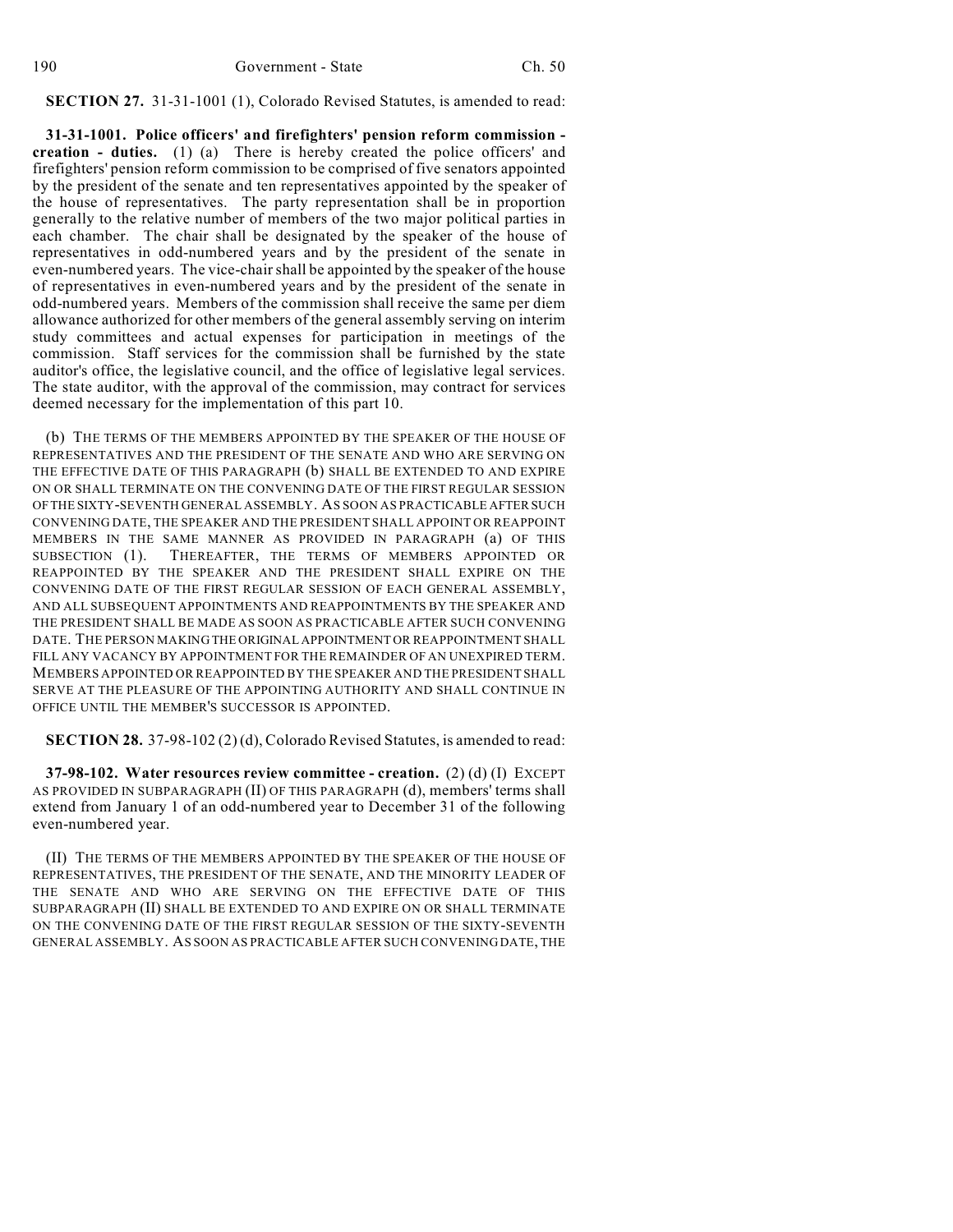**SECTION 27.** 31-31-1001 (1), Colorado Revised Statutes, is amended to read:

**31-31-1001. Police officers' and firefighters' pension reform commission - creation - duties.** (1) (a) There is hereby created the police officers' and firefighters' pension reform commission to be comprised of five senators appointed by the president of the senate and ten representatives appointed by the speaker of the house of representatives. The party representation shall be in proportion generally to the relative number of members of the two major political parties in each chamber. The chair shall be designated by the speaker of the house of representatives in odd-numbered years and by the president of the senate in even-numbered years. The vice-chair shall be appointed by the speaker of the house of representatives in even-numbered years and by the president of the senate in odd-numbered years. Members of the commission shall receive the same per diem allowance authorized for other members of the general assembly serving on interim study committees and actual expenses for participation in meetings of the commission. Staff services for the commission shall be furnished by the state auditor's office, the legislative council, and the office of legislative legal services. The state auditor, with the approval of the commission, may contract for services deemed necessary for the implementation of this part 10.

(b) THE TERMS OF THE MEMBERS APPOINTED BY THE SPEAKER OF THE HOUSE OF REPRESENTATIVES AND THE PRESIDENT OF THE SENATE AND WHO ARE SERVING ON THE EFFECTIVE DATE OF THIS PARAGRAPH (b) SHALL BE EXTENDED TO AND EXPIRE ON OR SHALL TERMINATE ON THE CONVENING DATE OF THE FIRST REGULAR SESSION OF THE SIXTY-SEVENTH GENERAL ASSEMBLY. AS SOON AS PRACTICABLE AFTER SUCH CONVENING DATE, THE SPEAKER AND THE PRESIDENT SHALL APPOINT OR REAPPOINT MEMBERS IN THE SAME MANNER AS PROVIDED IN PARAGRAPH (a) OF THIS SUBSECTION (1). THEREAFTER, THE TERMS OF MEMBERS APPOINTED OR REAPPOINTED BY THE SPEAKER AND THE PRESIDENT SHALL EXPIRE ON THE CONVENING DATE OF THE FIRST REGULAR SESSION OF EACH GENERAL ASSEMBLY, AND ALL SUBSEQUENT APPOINTMENTS AND REAPPOINTMENTS BY THE SPEAKER AND THE PRESIDENT SHALL BE MADE AS SOON AS PRACTICABLE AFTER SUCH CONVENING DATE. THE PERSON MAKING THE ORIGINAL APPOINTMENT OR REAPPOINTMENT SHALL FILL ANY VACANCY BY APPOINTMENT FOR THE REMAINDER OF AN UNEXPIRED TERM. MEMBERS APPOINTED OR REAPPOINTED BY THE SPEAKER AND THE PRESIDENT SHALL SERVE AT THE PLEASURE OF THE APPOINTING AUTHORITY AND SHALL CONTINUE IN OFFICE UNTIL THE MEMBER'S SUCCESSOR IS APPOINTED.

**SECTION 28.** 37-98-102 (2) (d), Colorado Revised Statutes, is amended to read:

**37-98-102. Water resources review committee - creation.** (2) (d) (I) EXCEPT AS PROVIDED IN SUBPARAGRAPH (II) OF THIS PARAGRAPH (d), members' terms shall extend from January 1 of an odd-numbered year to December 31 of the following even-numbered year.

(II) THE TERMS OF THE MEMBERS APPOINTED BY THE SPEAKER OF THE HOUSE OF REPRESENTATIVES, THE PRESIDENT OF THE SENATE, AND THE MINORITY LEADER OF THE SENATE AND WHO ARE SERVING ON THE EFFECTIVE DATE OF THIS SUBPARAGRAPH (II) SHALL BE EXTENDED TO AND EXPIRE ON OR SHALL TERMINATE ON THE CONVENING DATE OF THE FIRST REGULAR SESSION OF THE SIXTY-SEVENTH GENERAL ASSEMBLY. AS SOON AS PRACTICABLE AFTER SUCH CONVENING DATE, THE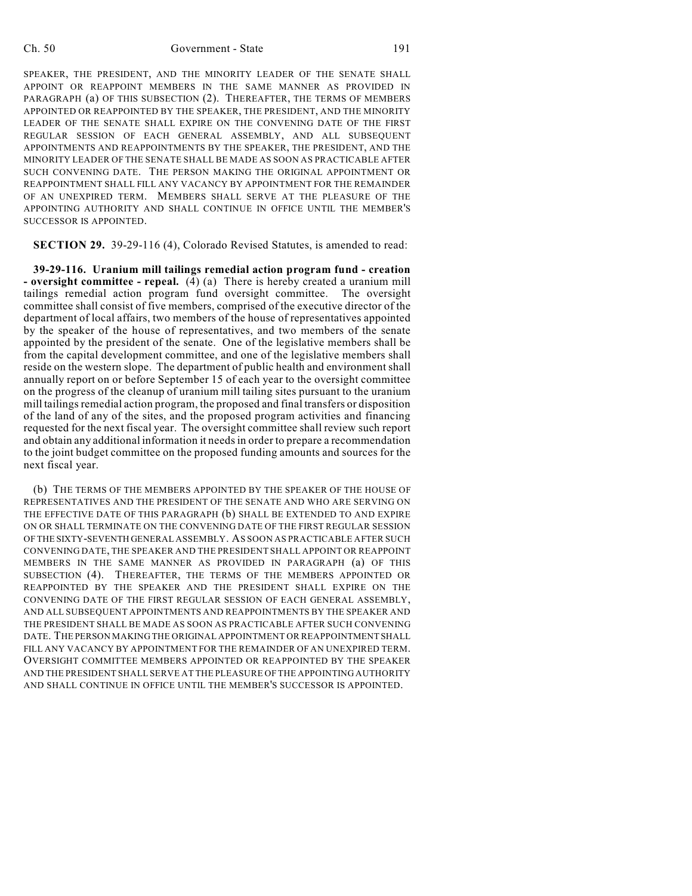SPEAKER, THE PRESIDENT, AND THE MINORITY LEADER OF THE SENATE SHALL APPOINT OR REAPPOINT MEMBERS IN THE SAME MANNER AS PROVIDED IN PARAGRAPH (a) OF THIS SUBSECTION (2). THEREAFTER, THE TERMS OF MEMBERS APPOINTED OR REAPPOINTED BY THE SPEAKER, THE PRESIDENT, AND THE MINORITY LEADER OF THE SENATE SHALL EXPIRE ON THE CONVENING DATE OF THE FIRST REGULAR SESSION OF EACH GENERAL ASSEMBLY, AND ALL SUBSEQUENT APPOINTMENTS AND REAPPOINTMENTS BY THE SPEAKER, THE PRESIDENT, AND THE MINORITY LEADER OF THE SENATE SHALL BE MADE AS SOON AS PRACTICABLE AFTER SUCH CONVENING DATE. THE PERSON MAKING THE ORIGINAL APPOINTMENT OR REAPPOINTMENT SHALL FILL ANY VACANCY BY APPOINTMENT FOR THE REMAINDER OF AN UNEXPIRED TERM. MEMBERS SHALL SERVE AT THE PLEASURE OF THE APPOINTING AUTHORITY AND SHALL CONTINUE IN OFFICE UNTIL THE MEMBER'S SUCCESSOR IS APPOINTED.

**SECTION 29.** 39-29-116 (4), Colorado Revised Statutes, is amended to read:

**39-29-116. Uranium mill tailings remedial action program fund - creation - oversight committee - repeal.** (4) (a) There is hereby created a uranium mill tailings remedial action program fund oversight committee. The oversight committee shall consist of five members, comprised of the executive director of the department of local affairs, two members of the house of representatives appointed by the speaker of the house of representatives, and two members of the senate appointed by the president of the senate. One of the legislative members shall be from the capital development committee, and one of the legislative members shall reside on the western slope. The department of public health and environment shall annually report on or before September 15 of each year to the oversight committee on the progress of the cleanup of uranium mill tailing sites pursuant to the uranium mill tailings remedial action program, the proposed and final transfers or disposition of the land of any of the sites, and the proposed program activities and financing requested for the next fiscal year. The oversight committee shall review such report and obtain any additional information it needs in order to prepare a recommendation to the joint budget committee on the proposed funding amounts and sources for the next fiscal year.

(b) THE TERMS OF THE MEMBERS APPOINTED BY THE SPEAKER OF THE HOUSE OF REPRESENTATIVES AND THE PRESIDENT OF THE SENATE AND WHO ARE SERVING ON THE EFFECTIVE DATE OF THIS PARAGRAPH (b) SHALL BE EXTENDED TO AND EXPIRE ON OR SHALL TERMINATE ON THE CONVENING DATE OF THE FIRST REGULAR SESSION OF THE SIXTY-SEVENTH GENERAL ASSEMBLY. AS SOON AS PRACTICABLE AFTER SUCH CONVENING DATE, THE SPEAKER AND THE PRESIDENT SHALL APPOINT OR REAPPOINT MEMBERS IN THE SAME MANNER AS PROVIDED IN PARAGRAPH (a) OF THIS SUBSECTION (4). THEREAFTER, THE TERMS OF THE MEMBERS APPOINTED OR REAPPOINTED BY THE SPEAKER AND THE PRESIDENT SHALL EXPIRE ON THE CONVENING DATE OF THE FIRST REGULAR SESSION OF EACH GENERAL ASSEMBLY, AND ALL SUBSEQUENT APPOINTMENTS AND REAPPOINTMENTS BY THE SPEAKER AND THE PRESIDENT SHALL BE MADE AS SOON AS PRACTICABLE AFTER SUCH CONVENING DATE. THE PERSON MAKING THE ORIGINAL APPOINTMENT OR REAPPOINTMENT SHALL FILL ANY VACANCY BY APPOINTMENT FOR THE REMAINDER OF AN UNEXPIRED TERM. OVERSIGHT COMMITTEE MEMBERS APPOINTED OR REAPPOINTED BY THE SPEAKER AND THE PRESIDENT SHALL SERVE AT THE PLEASURE OF THE APPOINTING AUTHORITY AND SHALL CONTINUE IN OFFICE UNTIL THE MEMBER'S SUCCESSOR IS APPOINTED.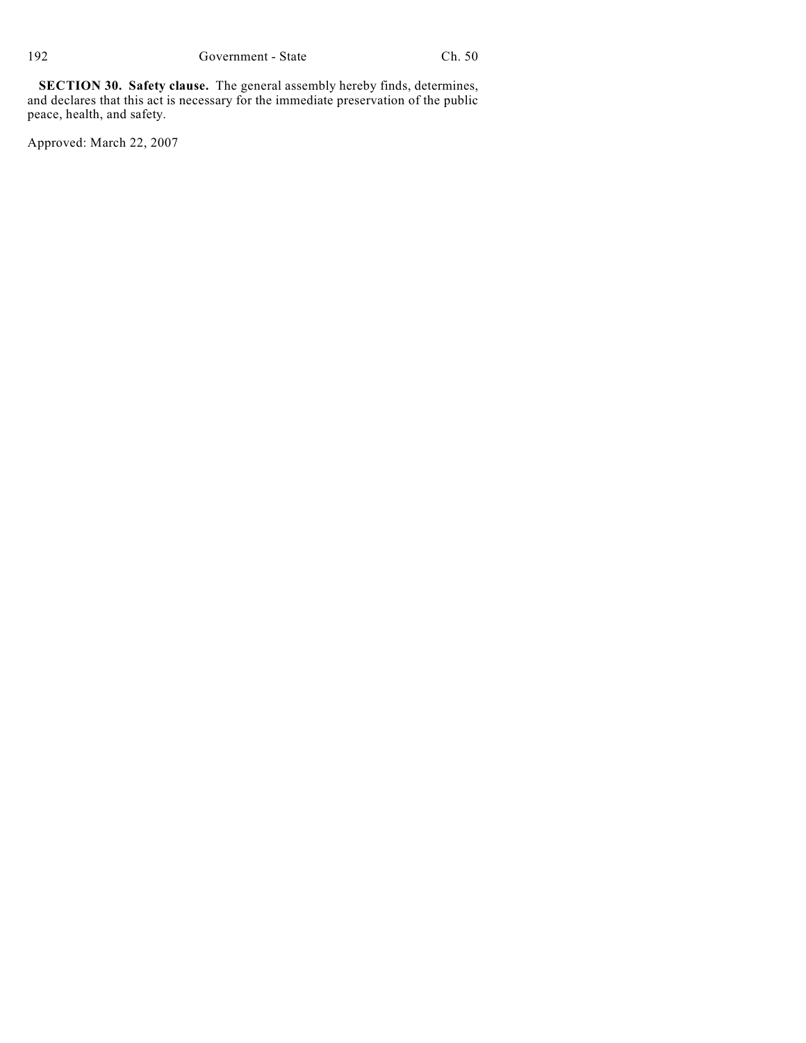**SECTION 30. Safety clause.** The general assembly hereby finds, determines, and declares that this act is necessary for the immediate preservation of the public peace, health, and safety.

Approved: March 22, 2007